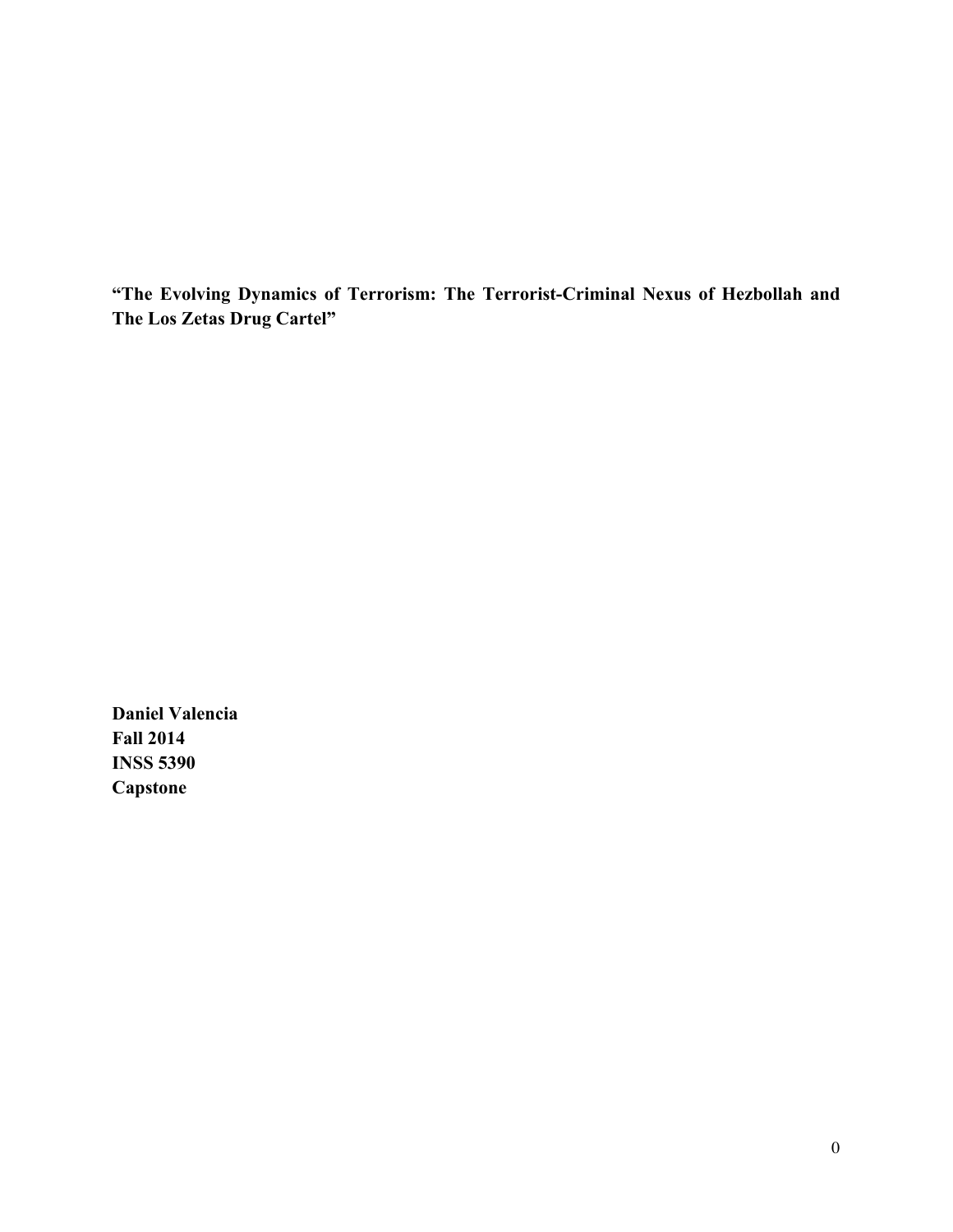**"The Evolving Dynamics of Terrorism: The Terrorist-Criminal Nexus of Hezbollah and The Los Zetas Drug Cartel"**

**Daniel Valencia**
**Fall 2014**
**INSS 5390**
**Capstone**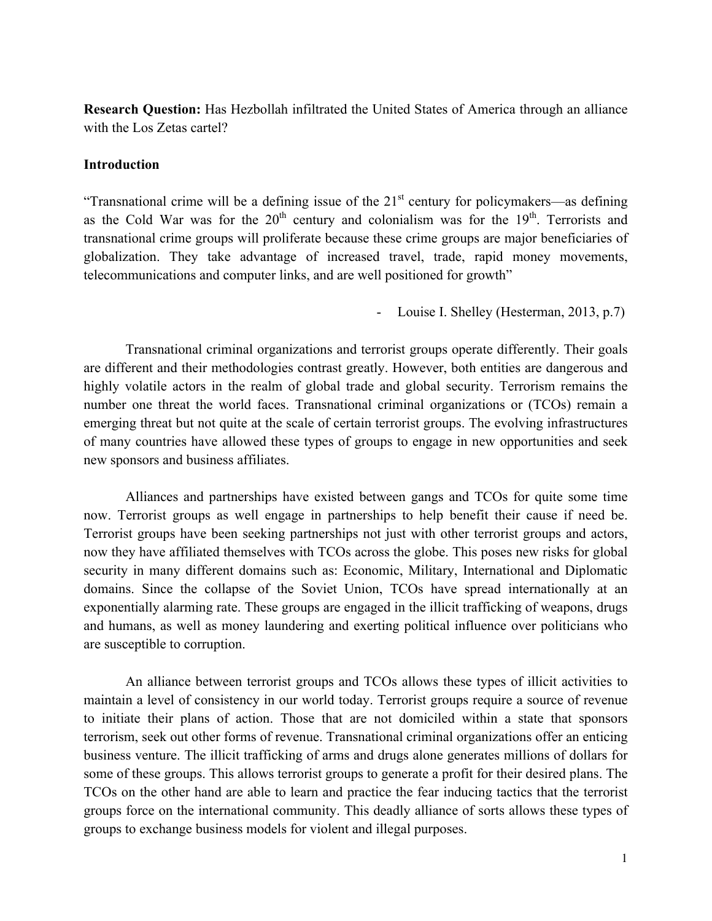**Research Question:** Has Hezbollah infiltrated the United States of America through an alliance with the Los Zetas cartel?

**Introduction**

"Transnational crime will be a defining issue of the 21st century for policymakers—as defining as the Cold War was for the 20th century and colonialism was for the 19th. Terrorists and transnational crime groups will proliferate because these crime groups are major beneficiaries of globalization. They take advantage of increased travel, trade, rapid money movements, telecommunications and computer links, and are well positioned for growth"

- Louise I. Shelley (Hesterman, 2013, p.7)

Transnational criminal organizations and terrorist groups operate differently. Their goals are different and their methodologies contrast greatly. However, both entities are dangerous and highly volatile actors in the realm of global trade and global security. Terrorism remains the number one threat the world faces. Transnational criminal organizations or (TCOs) remain a emerging threat but not quite at the scale of certain terrorist groups. The evolving infrastructures of many countries have allowed these types of groups to engage in new opportunities and seek new sponsors and business affiliates.

Alliances and partnerships have existed between gangs and TCOs for quite some time now. Terrorist groups as well engage in partnerships to help benefit their cause if need be. Terrorist groups have been seeking partnerships not just with other terrorist groups and actors, now they have affiliated themselves with TCOs across the globe. This poses new risks for global security in many different domains such as: Economic, Military, International and Diplomatic domains. Since the collapse of the Soviet Union, TCOs have spread internationally at an exponentially alarming rate. These groups are engaged in the illicit trafficking of weapons, drugs and humans, as well as money laundering and exerting political influence over politicians who are susceptible to corruption.

An alliance between terrorist groups and TCOs allows these types of illicit activities to maintain a level of consistency in our world today. Terrorist groups require a source of revenue to initiate their plans of action. Those that are not domiciled within a state that sponsors terrorism, seek out other forms of revenue. Transnational criminal organizations offer an enticing business venture. The illicit trafficking of arms and drugs alone generates millions of dollars for some of these groups. This allows terrorist groups to generate a profit for their desired plans. The TCOs on the other hand are able to learn and practice the fear inducing tactics that the terrorist groups force on the international community. This deadly alliance of sorts allows these types of groups to exchange business models for violent and illegal purposes.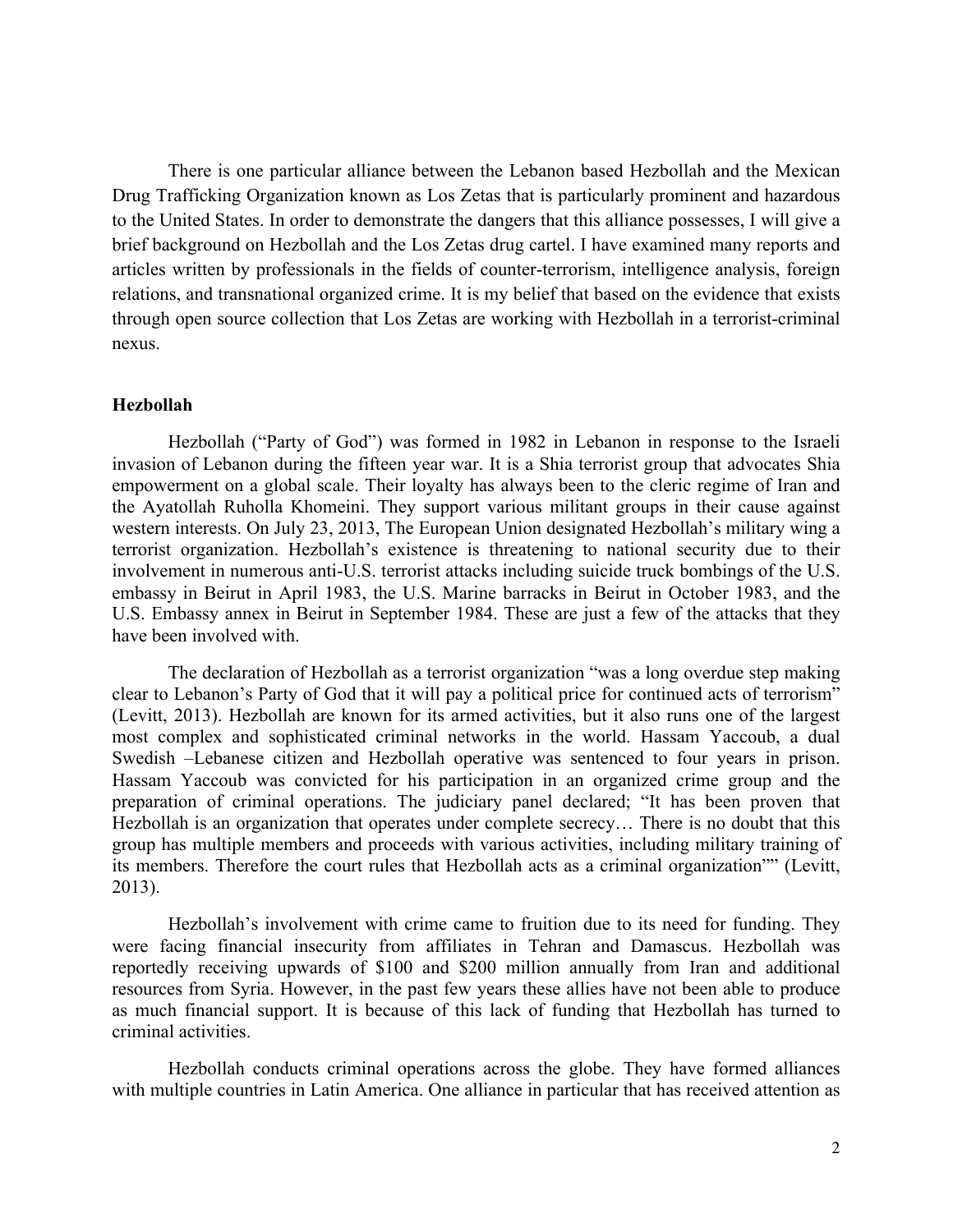There is one particular alliance between the Lebanon based Hezbollah and the Mexican Drug Trafficking Organization known as Los Zetas that is particularly prominent and hazardous to the United States. In order to demonstrate the dangers that this alliance possesses, I will give a brief background on Hezbollah and the Los Zetas drug cartel. I have examined many reports and articles written by professionals in the fields of counter-terrorism, intelligence analysis, foreign relations, and transnational organized crime. It is my belief that based on the evidence that exists through open source collection that Los Zetas are working with Hezbollah in a terrorist-criminal nexus.

**Hezbollah**

Hezbollah ("Party of God") was formed in 1982 in Lebanon in response to the Israeli invasion of Lebanon during the fifteen year war. It is a Shia terrorist group that advocates Shia empowerment on a global scale. Their loyalty has always been to the cleric regime of Iran and the Ayatollah Ruholla Khomeini. They support various militant groups in their cause against western interests. On July 23, 2013, The European Union designated Hezbollah's military wing a terrorist organization. Hezbollah's existence is threatening to national security due to their involvement in numerous anti-U.S. terrorist attacks including suicide truck bombings of the U.S. embassy in Beirut in April 1983, the U.S. Marine barracks in Beirut in October 1983, and the U.S. Embassy annex in Beirut in September 1984. These are just a few of the attacks that they have been involved with.

The declaration of Hezbollah as a terrorist organization "was a long overdue step making clear to Lebanon's Party of God that it will pay a political price for continued acts of terrorism" (Levitt, 2013). Hezbollah are known for its armed activities, but it also runs one of the largest most complex and sophisticated criminal networks in the world. Hassam Yaccoub, a dual Swedish –Lebanese citizen and Hezbollah operative was sentenced to four years in prison. Hassam Yaccoub was convicted for his participation in an organized crime group and the preparation of criminal operations. The judiciary panel declared; "It has been proven that Hezbollah is an organization that operates under complete secrecy… There is no doubt that this group has multiple members and proceeds with various activities, including military training of its members. Therefore the court rules that Hezbollah acts as a criminal organization"" (Levitt, 2013).

Hezbollah's involvement with crime came to fruition due to its need for funding. They were facing financial insecurity from affiliates in Tehran and Damascus. Hezbollah was reportedly receiving upwards of $100 and $200 million annually from Iran and additional resources from Syria. However, in the past few years these allies have not been able to produce as much financial support. It is because of this lack of funding that Hezbollah has turned to criminal activities.

Hezbollah conducts criminal operations across the globe. They have formed alliances with multiple countries in Latin America. One alliance in particular that has received attention as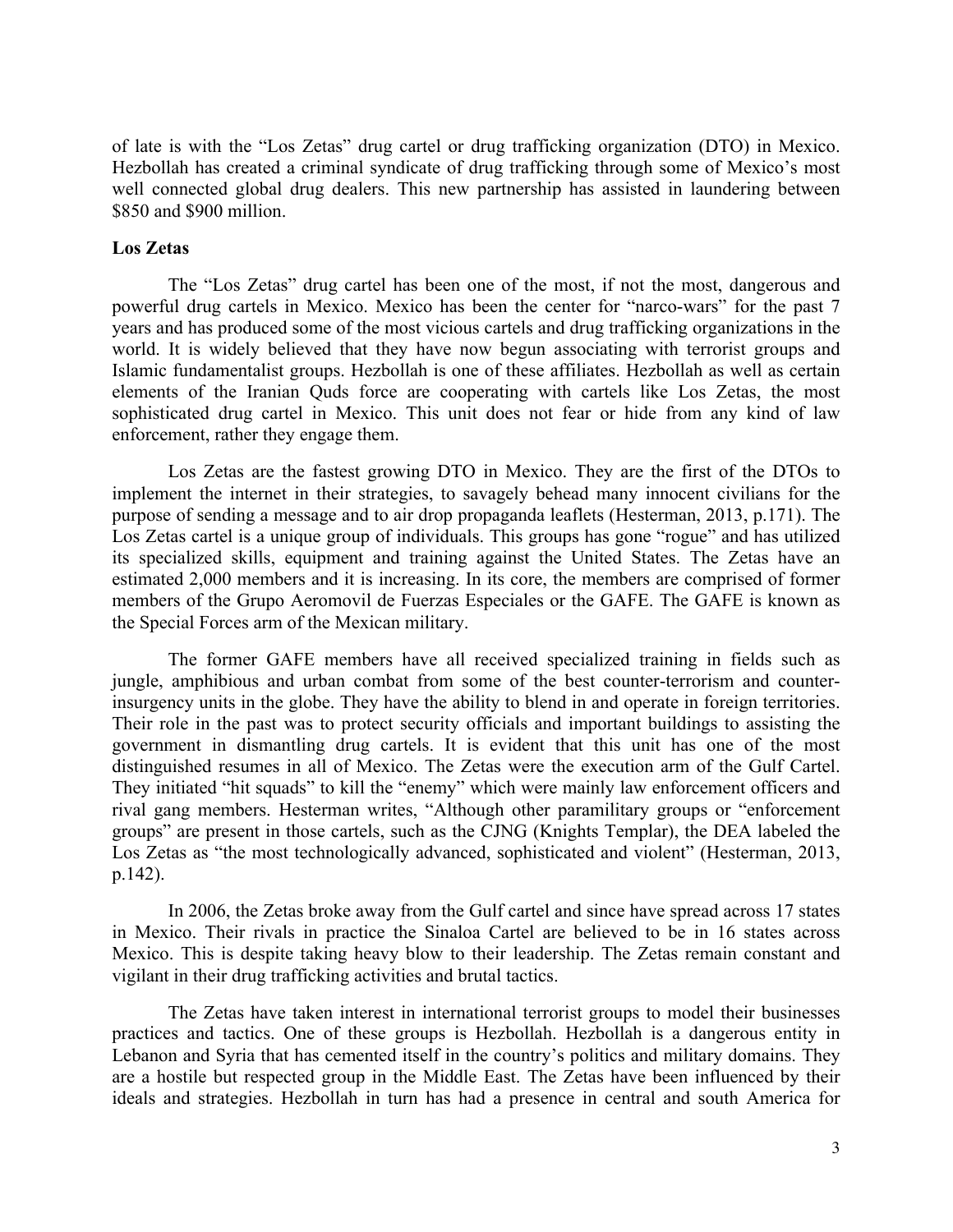of late is with the "Los Zetas" drug cartel or drug trafficking organization (DTO) in Mexico. Hezbollah has created a criminal syndicate of drug trafficking through some of Mexico's most well connected global drug dealers. This new partnership has assisted in laundering between $850 and $900 million.

**Los Zetas**

The "Los Zetas" drug cartel has been one of the most, if not the most, dangerous and powerful drug cartels in Mexico. Mexico has been the center for "narco-wars" for the past 7 years and has produced some of the most vicious cartels and drug trafficking organizations in the world. It is widely believed that they have now begun associating with terrorist groups and Islamic fundamentalist groups. Hezbollah is one of these affiliates. Hezbollah as well as certain elements of the Iranian Quds force are cooperating with cartels like Los Zetas, the most sophisticated drug cartel in Mexico. This unit does not fear or hide from any kind of law enforcement, rather they engage them.

Los Zetas are the fastest growing DTO in Mexico. They are the first of the DTOs to implement the internet in their strategies, to savagely behead many innocent civilians for the purpose of sending a message and to air drop propaganda leaflets (Hesterman, 2013, p.171). The Los Zetas cartel is a unique group of individuals. This groups has gone "rogue" and has utilized its specialized skills, equipment and training against the United States. The Zetas have an estimated 2,000 members and it is increasing. In its core, the members are comprised of former members of the Grupo Aeromovil de Fuerzas Especiales or the GAFE. The GAFE is known as the Special Forces arm of the Mexican military.

The former GAFE members have all received specialized training in fields such as jungle, amphibious and urban combat from some of the best counter-terrorism and counter-insurgency units in the globe. They have the ability to blend in and operate in foreign territories. Their role in the past was to protect security officials and important buildings to assisting the government in dismantling drug cartels. It is evident that this unit has one of the most distinguished resumes in all of Mexico. The Zetas were the execution arm of the Gulf Cartel. They initiated "hit squads" to kill the "enemy" which were mainly law enforcement officers and rival gang members. Hesterman writes, "Although other paramilitary groups or "enforcement groups" are present in those cartels, such as the CJNG (Knights Templar), the DEA labeled the Los Zetas as "the most technologically advanced, sophisticated and violent" (Hesterman, 2013, p.142).

In 2006, the Zetas broke away from the Gulf cartel and since have spread across 17 states in Mexico. Their rivals in practice the Sinaloa Cartel are believed to be in 16 states across Mexico. This is despite taking heavy blow to their leadership. The Zetas remain constant and vigilant in their drug trafficking activities and brutal tactics.

The Zetas have taken interest in international terrorist groups to model their businesses practices and tactics. One of these groups is Hezbollah. Hezbollah is a dangerous entity in Lebanon and Syria that has cemented itself in the country's politics and military domains. They are a hostile but respected group in the Middle East. The Zetas have been influenced by their ideals and strategies. Hezbollah in turn has had a presence in central and south America for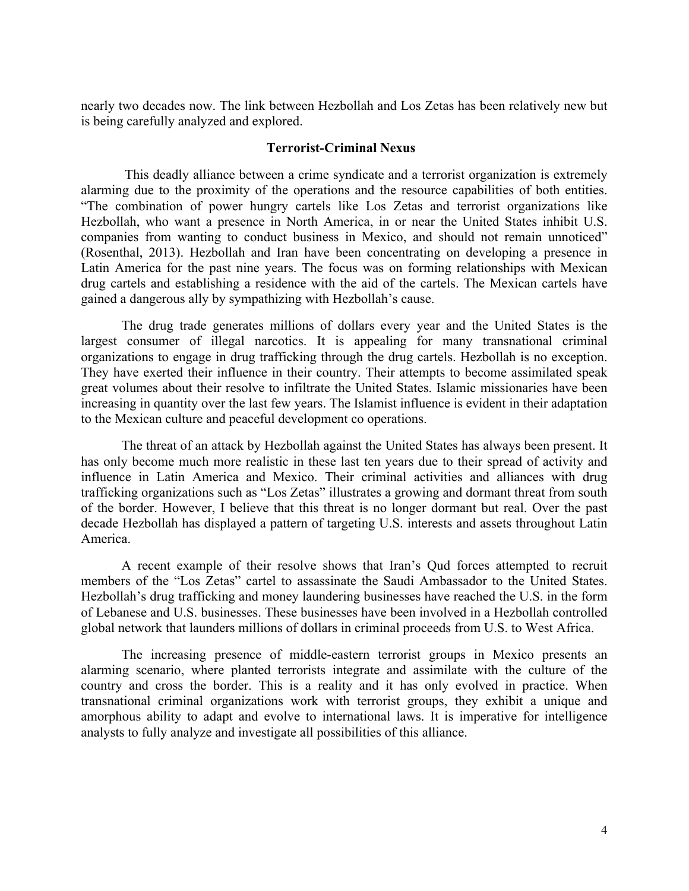nearly two decades now. The link between Hezbollah and Los Zetas has been relatively new but is being carefully analyzed and explored.

### Terrorist-Criminal Nexus

This deadly alliance between a crime syndicate and a terrorist organization is extremely alarming due to the proximity of the operations and the resource capabilities of both entities. "The combination of power hungry cartels like Los Zetas and terrorist organizations like Hezbollah, who want a presence in North America, in or near the United States inhibit U.S. companies from wanting to conduct business in Mexico, and should not remain unnoticed" (Rosenthal, 2013). Hezbollah and Iran have been concentrating on developing a presence in Latin America for the past nine years. The focus was on forming relationships with Mexican drug cartels and establishing a residence with the aid of the cartels. The Mexican cartels have gained a dangerous ally by sympathizing with Hezbollah's cause.

The drug trade generates millions of dollars every year and the United States is the largest consumer of illegal narcotics. It is appealing for many transnational criminal organizations to engage in drug trafficking through the drug cartels. Hezbollah is no exception. They have exerted their influence in their country. Their attempts to become assimilated speak great volumes about their resolve to infiltrate the United States. Islamic missionaries have been increasing in quantity over the last few years. The Islamist influence is evident in their adaptation to the Mexican culture and peaceful development co operations.

The threat of an attack by Hezbollah against the United States has always been present. It has only become much more realistic in these last ten years due to their spread of activity and influence in Latin America and Mexico. Their criminal activities and alliances with drug trafficking organizations such as "Los Zetas" illustrates a growing and dormant threat from south of the border. However, I believe that this threat is no longer dormant but real. Over the past decade Hezbollah has displayed a pattern of targeting U.S. interests and assets throughout Latin America.

A recent example of their resolve shows that Iran's Qud forces attempted to recruit members of the "Los Zetas" cartel to assassinate the Saudi Ambassador to the United States. Hezbollah's drug trafficking and money laundering businesses have reached the U.S. in the form of Lebanese and U.S. businesses. These businesses have been involved in a Hezbollah controlled global network that launders millions of dollars in criminal proceeds from U.S. to West Africa.

The increasing presence of middle-eastern terrorist groups in Mexico presents an alarming scenario, where planted terrorists integrate and assimilate with the culture of the country and cross the border. This is a reality and it has only evolved in practice. When transnational criminal organizations work with terrorist groups, they exhibit a unique and amorphous ability to adapt and evolve to international laws. It is imperative for intelligence analysts to fully analyze and investigate all possibilities of this alliance.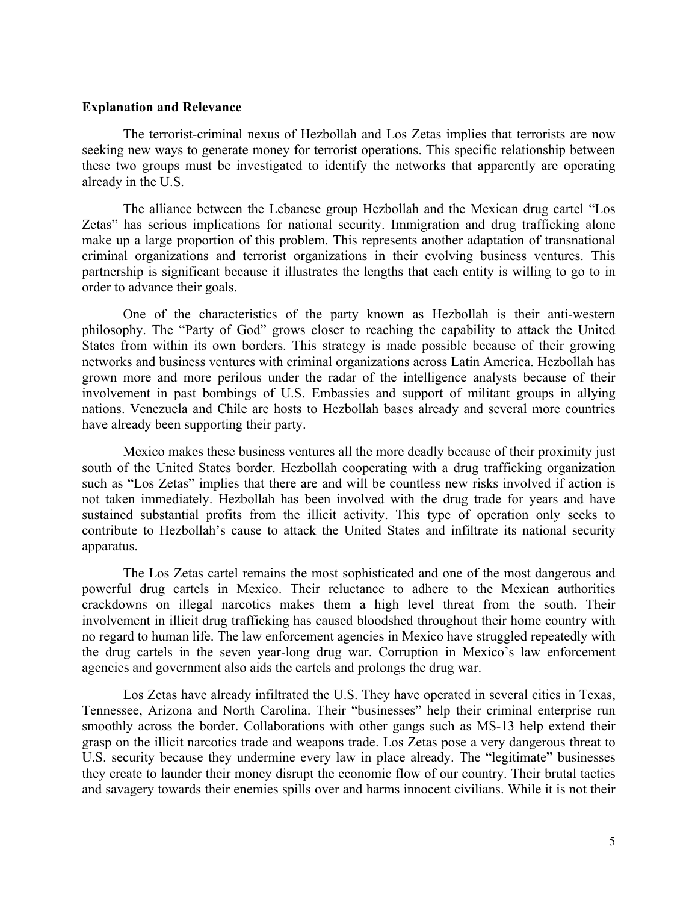**Explanation and Relevance**

The terrorist-criminal nexus of Hezbollah and Los Zetas implies that terrorists are now seeking new ways to generate money for terrorist operations. This specific relationship between these two groups must be investigated to identify the networks that apparently are operating already in the U.S.

The alliance between the Lebanese group Hezbollah and the Mexican drug cartel "Los Zetas" has serious implications for national security. Immigration and drug trafficking alone make up a large proportion of this problem. This represents another adaptation of transnational criminal organizations and terrorist organizations in their evolving business ventures. This partnership is significant because it illustrates the lengths that each entity is willing to go to in order to advance their goals.

One of the characteristics of the party known as Hezbollah is their anti-western philosophy. The "Party of God" grows closer to reaching the capability to attack the United States from within its own borders. This strategy is made possible because of their growing networks and business ventures with criminal organizations across Latin America. Hezbollah has grown more and more perilous under the radar of the intelligence analysts because of their involvement in past bombings of U.S. Embassies and support of militant groups in allying nations. Venezuela and Chile are hosts to Hezbollah bases already and several more countries have already been supporting their party.

Mexico makes these business ventures all the more deadly because of their proximity just south of the United States border. Hezbollah cooperating with a drug trafficking organization such as "Los Zetas" implies that there are and will be countless new risks involved if action is not taken immediately. Hezbollah has been involved with the drug trade for years and have sustained substantial profits from the illicit activity. This type of operation only seeks to contribute to Hezbollah's cause to attack the United States and infiltrate its national security apparatus.

The Los Zetas cartel remains the most sophisticated and one of the most dangerous and powerful drug cartels in Mexico. Their reluctance to adhere to the Mexican authorities crackdowns on illegal narcotics makes them a high level threat from the south. Their involvement in illicit drug trafficking has caused bloodshed throughout their home country with no regard to human life. The law enforcement agencies in Mexico have struggled repeatedly with the drug cartels in the seven year-long drug war. Corruption in Mexico's law enforcement agencies and government also aids the cartels and prolongs the drug war.

Los Zetas have already infiltrated the U.S. They have operated in several cities in Texas, Tennessee, Arizona and North Carolina. Their "businesses" help their criminal enterprise run smoothly across the border. Collaborations with other gangs such as MS-13 help extend their grasp on the illicit narcotics trade and weapons trade. Los Zetas pose a very dangerous threat to U.S. security because they undermine every law in place already. The "legitimate" businesses they create to launder their money disrupt the economic flow of our country. Their brutal tactics and savagery towards their enemies spills over and harms innocent civilians. While it is not their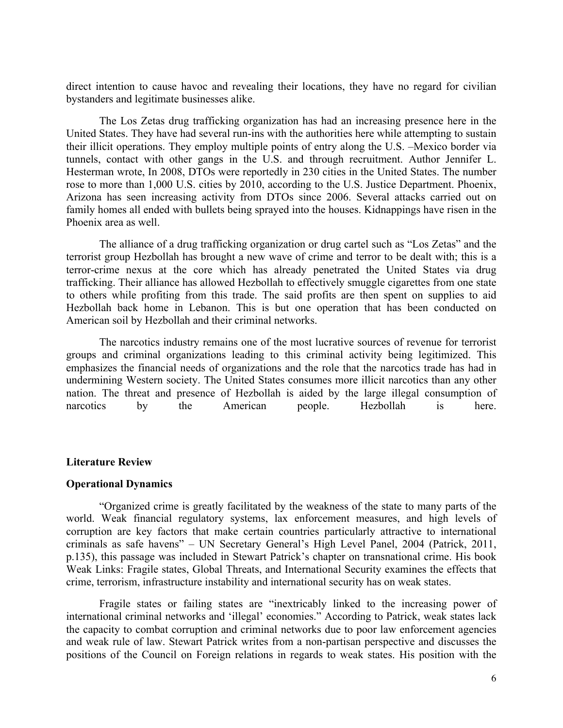direct intention to cause havoc and revealing their locations, they have no regard for civilian bystanders and legitimate businesses alike.

The Los Zetas drug trafficking organization has had an increasing presence here in the United States. They have had several run-ins with the authorities here while attempting to sustain their illicit operations. They employ multiple points of entry along the U.S. –Mexico border via tunnels, contact with other gangs in the U.S. and through recruitment. Author Jennifer L. Hesterman wrote, In 2008, DTOs were reportedly in 230 cities in the United States. The number rose to more than 1,000 U.S. cities by 2010, according to the U.S. Justice Department. Phoenix, Arizona has seen increasing activity from DTOs since 2006. Several attacks carried out on family homes all ended with bullets being sprayed into the houses. Kidnappings have risen in the Phoenix area as well.

The alliance of a drug trafficking organization or drug cartel such as "Los Zetas" and the terrorist group Hezbollah has brought a new wave of crime and terror to be dealt with; this is a terror-crime nexus at the core which has already penetrated the United States via drug trafficking. Their alliance has allowed Hezbollah to effectively smuggle cigarettes from one state to others while profiting from this trade. The said profits are then spent on supplies to aid Hezbollah back home in Lebanon. This is but one operation that has been conducted on American soil by Hezbollah and their criminal networks.

The narcotics industry remains one of the most lucrative sources of revenue for terrorist groups and criminal organizations leading to this criminal activity being legitimized. This emphasizes the financial needs of organizations and the role that the narcotics trade has had in undermining Western society. The United States consumes more illicit narcotics than any other nation. The threat and presence of Hezbollah is aided by the large illegal consumption of narcotics by the American people. Hezbollah is here.

**Literature Review**

**Operational Dynamics**

"Organized crime is greatly facilitated by the weakness of the state to many parts of the world. Weak financial regulatory systems, lax enforcement measures, and high levels of corruption are key factors that make certain countries particularly attractive to international criminals as safe havens" – UN Secretary General's High Level Panel, 2004 (Patrick, 2011, p.135), this passage was included in Stewart Patrick's chapter on transnational crime. His book Weak Links: Fragile states, Global Threats, and International Security examines the effects that crime, terrorism, infrastructure instability and international security has on weak states.

Fragile states or failing states are "inextricably linked to the increasing power of international criminal networks and 'illegal' economies." According to Patrick, weak states lack the capacity to combat corruption and criminal networks due to poor law enforcement agencies and weak rule of law. Stewart Patrick writes from a non-partisan perspective and discusses the positions of the Council on Foreign relations in regards to weak states. His position with the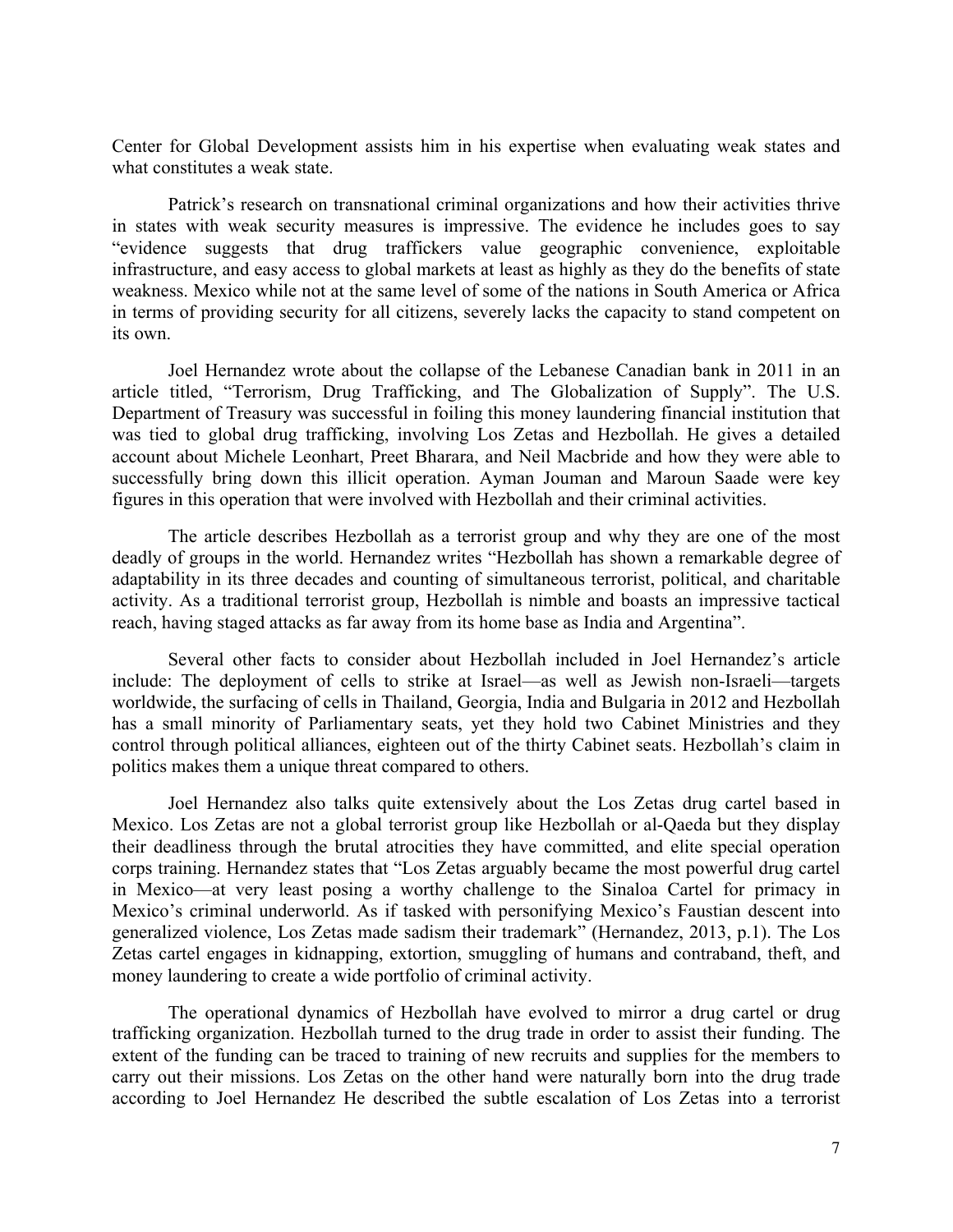Center for Global Development assists him in his expertise when evaluating weak states and what constitutes a weak state.

Patrick's research on transnational criminal organizations and how their activities thrive in states with weak security measures is impressive. The evidence he includes goes to say "evidence suggests that drug traffickers value geographic convenience, exploitable infrastructure, and easy access to global markets at least as highly as they do the benefits of state weakness. Mexico while not at the same level of some of the nations in South America or Africa in terms of providing security for all citizens, severely lacks the capacity to stand competent on its own.

Joel Hernandez wrote about the collapse of the Lebanese Canadian bank in 2011 in an article titled, "Terrorism, Drug Trafficking, and The Globalization of Supply". The U.S. Department of Treasury was successful in foiling this money laundering financial institution that was tied to global drug trafficking, involving Los Zetas and Hezbollah. He gives a detailed account about Michele Leonhart, Preet Bharara, and Neil Macbride and how they were able to successfully bring down this illicit operation. Ayman Jouman and Maroun Saade were key figures in this operation that were involved with Hezbollah and their criminal activities.

The article describes Hezbollah as a terrorist group and why they are one of the most deadly of groups in the world. Hernandez writes "Hezbollah has shown a remarkable degree of adaptability in its three decades and counting of simultaneous terrorist, political, and charitable activity. As a traditional terrorist group, Hezbollah is nimble and boasts an impressive tactical reach, having staged attacks as far away from its home base as India and Argentina".

Several other facts to consider about Hezbollah included in Joel Hernandez's article include: The deployment of cells to strike at Israel—as well as Jewish non-Israeli—targets worldwide, the surfacing of cells in Thailand, Georgia, India and Bulgaria in 2012 and Hezbollah has a small minority of Parliamentary seats, yet they hold two Cabinet Ministries and they control through political alliances, eighteen out of the thirty Cabinet seats. Hezbollah's claim in politics makes them a unique threat compared to others.

Joel Hernandez also talks quite extensively about the Los Zetas drug cartel based in Mexico. Los Zetas are not a global terrorist group like Hezbollah or al-Qaeda but they display their deadliness through the brutal atrocities they have committed, and elite special operation corps training. Hernandez states that "Los Zetas arguably became the most powerful drug cartel in Mexico—at very least posing a worthy challenge to the Sinaloa Cartel for primacy in Mexico's criminal underworld. As if tasked with personifying Mexico's Faustian descent into generalized violence, Los Zetas made sadism their trademark" (Hernandez, 2013, p.1). The Los Zetas cartel engages in kidnapping, extortion, smuggling of humans and contraband, theft, and money laundering to create a wide portfolio of criminal activity.

The operational dynamics of Hezbollah have evolved to mirror a drug cartel or drug trafficking organization. Hezbollah turned to the drug trade in order to assist their funding. The extent of the funding can be traced to training of new recruits and supplies for the members to carry out their missions. Los Zetas on the other hand were naturally born into the drug trade according to Joel Hernandez He described the subtle escalation of Los Zetas into a terrorist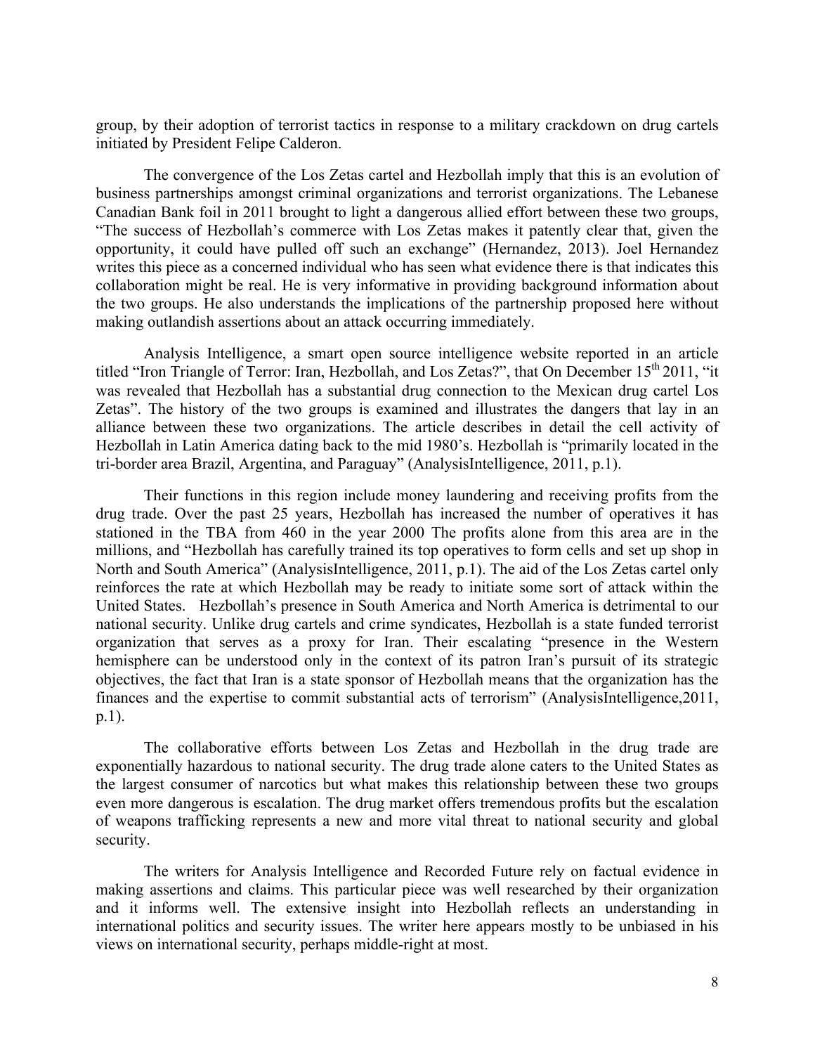group, by their adoption of terrorist tactics in response to a military crackdown on drug cartels initiated by President Felipe Calderon.

The convergence of the Los Zetas cartel and Hezbollah imply that this is an evolution of business partnerships amongst criminal organizations and terrorist organizations. The Lebanese Canadian Bank foil in 2011 brought to light a dangerous allied effort between these two groups, "The success of Hezbollah's commerce with Los Zetas makes it patently clear that, given the opportunity, it could have pulled off such an exchange" (Hernandez, 2013). Joel Hernandez writes this piece as a concerned individual who has seen what evidence there is that indicates this collaboration might be real. He is very informative in providing background information about the two groups. He also understands the implications of the partnership proposed here without making outlandish assertions about an attack occurring immediately.

Analysis Intelligence, a smart open source intelligence website reported in an article titled "Iron Triangle of Terror: Iran, Hezbollah, and Los Zetas?", that On December 15th 2011, "it was revealed that Hezbollah has a substantial drug connection to the Mexican drug cartel Los Zetas". The history of the two groups is examined and illustrates the dangers that lay in an alliance between these two organizations. The article describes in detail the cell activity of Hezbollah in Latin America dating back to the mid 1980's. Hezbollah is "primarily located in the tri-border area Brazil, Argentina, and Paraguay" (AnalysisIntelligence, 2011, p.1).

Their functions in this region include money laundering and receiving profits from the drug trade. Over the past 25 years, Hezbollah has increased the number of operatives it has stationed in the TBA from 460 in the year 2000 The profits alone from this area are in the millions, and "Hezbollah has carefully trained its top operatives to form cells and set up shop in North and South America" (AnalysisIntelligence, 2011, p.1). The aid of the Los Zetas cartel only reinforces the rate at which Hezbollah may be ready to initiate some sort of attack within the United States. Hezbollah's presence in South America and North America is detrimental to our national security. Unlike drug cartels and crime syndicates, Hezbollah is a state funded terrorist organization that serves as a proxy for Iran. Their escalating "presence in the Western hemisphere can be understood only in the context of its patron Iran's pursuit of its strategic objectives, the fact that Iran is a state sponsor of Hezbollah means that the organization has the finances and the expertise to commit substantial acts of terrorism" (AnalysisIntelligence,2011, p.1).

The collaborative efforts between Los Zetas and Hezbollah in the drug trade are exponentially hazardous to national security. The drug trade alone caters to the United States as the largest consumer of narcotics but what makes this relationship between these two groups even more dangerous is escalation. The drug market offers tremendous profits but the escalation of weapons trafficking represents a new and more vital threat to national security and global security.

The writers for Analysis Intelligence and Recorded Future rely on factual evidence in making assertions and claims. This particular piece was well researched by their organization and it informs well. The extensive insight into Hezbollah reflects an understanding in international politics and security issues. The writer here appears mostly to be unbiased in his views on international security, perhaps middle-right at most.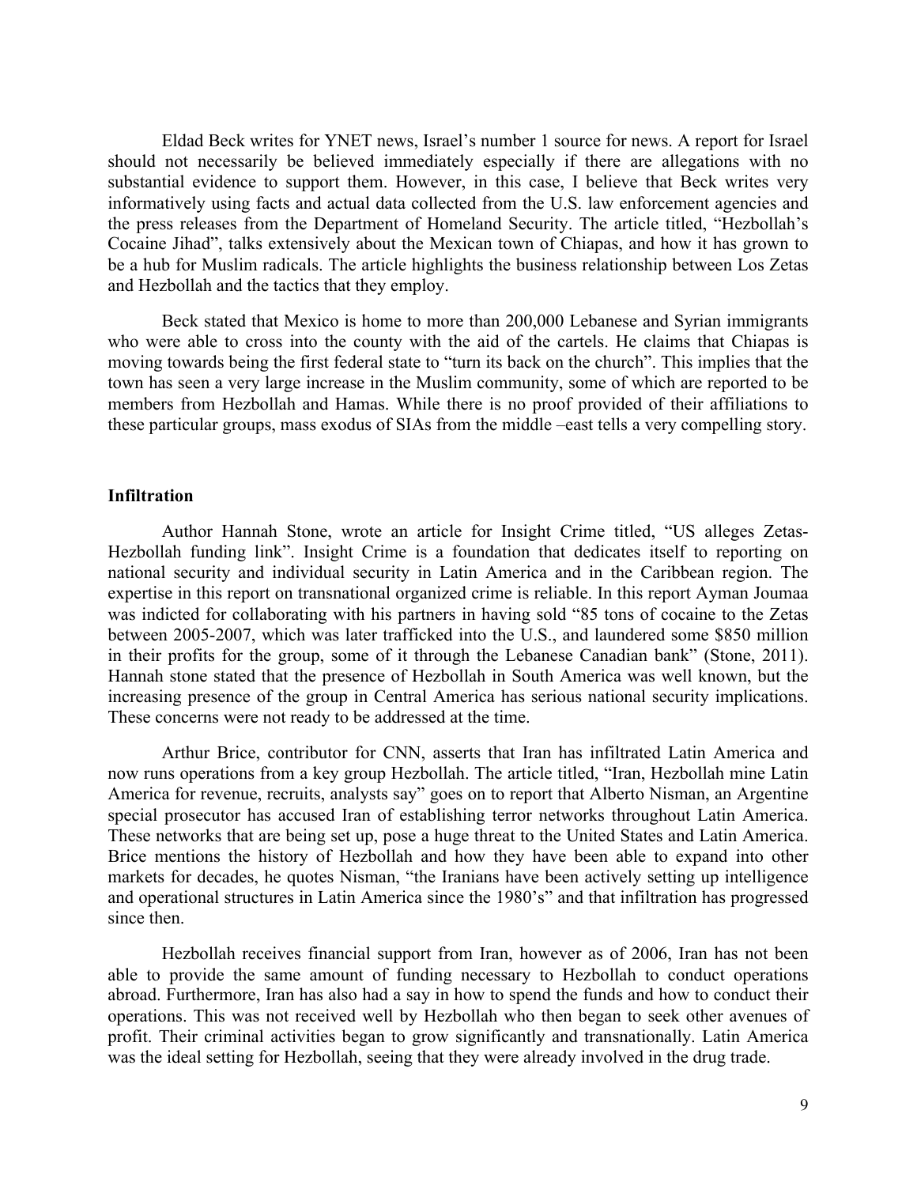Eldad Beck writes for YNET news, Israel's number 1 source for news. A report for Israel should not necessarily be believed immediately especially if there are allegations with no substantial evidence to support them. However, in this case, I believe that Beck writes very informatively using facts and actual data collected from the U.S. law enforcement agencies and the press releases from the Department of Homeland Security. The article titled, "Hezbollah's Cocaine Jihad", talks extensively about the Mexican town of Chiapas, and how it has grown to be a hub for Muslim radicals. The article highlights the business relationship between Los Zetas and Hezbollah and the tactics that they employ.

Beck stated that Mexico is home to more than 200,000 Lebanese and Syrian immigrants who were able to cross into the county with the aid of the cartels. He claims that Chiapas is moving towards being the first federal state to "turn its back on the church". This implies that the town has seen a very large increase in the Muslim community, some of which are reported to be members from Hezbollah and Hamas. While there is no proof provided of their affiliations to these particular groups, mass exodus of SIAs from the middle –east tells a very compelling story.

### Infiltration

Author Hannah Stone, wrote an article for Insight Crime titled, "US alleges Zetas-Hezbollah funding link". Insight Crime is a foundation that dedicates itself to reporting on national security and individual security in Latin America and in the Caribbean region. The expertise in this report on transnational organized crime is reliable. In this report Ayman Joumaa was indicted for collaborating with his partners in having sold "85 tons of cocaine to the Zetas between 2005-2007, which was later trafficked into the U.S., and laundered some $850 million in their profits for the group, some of it through the Lebanese Canadian bank" (Stone, 2011). Hannah stone stated that the presence of Hezbollah in South America was well known, but the increasing presence of the group in Central America has serious national security implications. These concerns were not ready to be addressed at the time.

Arthur Brice, contributor for CNN, asserts that Iran has infiltrated Latin America and now runs operations from a key group Hezbollah. The article titled, "Iran, Hezbollah mine Latin America for revenue, recruits, analysts say" goes on to report that Alberto Nisman, an Argentine special prosecutor has accused Iran of establishing terror networks throughout Latin America. These networks that are being set up, pose a huge threat to the United States and Latin America. Brice mentions the history of Hezbollah and how they have been able to expand into other markets for decades, he quotes Nisman, "the Iranians have been actively setting up intelligence and operational structures in Latin America since the 1980's" and that infiltration has progressed since then.

Hezbollah receives financial support from Iran, however as of 2006, Iran has not been able to provide the same amount of funding necessary to Hezbollah to conduct operations abroad. Furthermore, Iran has also had a say in how to spend the funds and how to conduct their operations. This was not received well by Hezbollah who then began to seek other avenues of profit. Their criminal activities began to grow significantly and transnationally. Latin America was the ideal setting for Hezbollah, seeing that they were already involved in the drug trade.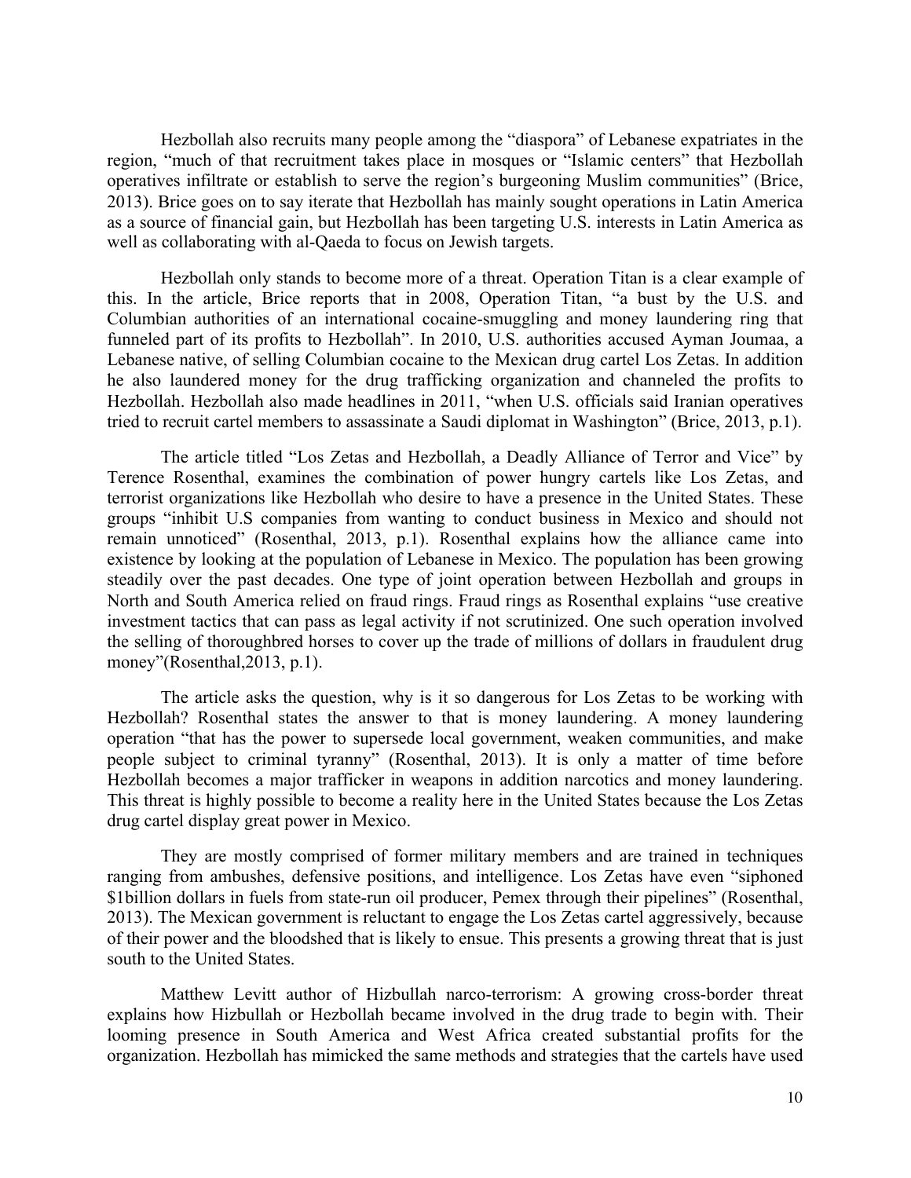Hezbollah also recruits many people among the "diaspora" of Lebanese expatriates in the region, "much of that recruitment takes place in mosques or "Islamic centers" that Hezbollah operatives infiltrate or establish to serve the region's burgeoning Muslim communities" (Brice, 2013). Brice goes on to say iterate that Hezbollah has mainly sought operations in Latin America as a source of financial gain, but Hezbollah has been targeting U.S. interests in Latin America as well as collaborating with al-Qaeda to focus on Jewish targets.

Hezbollah only stands to become more of a threat. Operation Titan is a clear example of this. In the article, Brice reports that in 2008, Operation Titan, "a bust by the U.S. and Columbian authorities of an international cocaine-smuggling and money laundering ring that funneled part of its profits to Hezbollah". In 2010, U.S. authorities accused Ayman Joumaa, a Lebanese native, of selling Columbian cocaine to the Mexican drug cartel Los Zetas. In addition he also laundered money for the drug trafficking organization and channeled the profits to Hezbollah. Hezbollah also made headlines in 2011, "when U.S. officials said Iranian operatives tried to recruit cartel members to assassinate a Saudi diplomat in Washington" (Brice, 2013, p.1).

The article titled "Los Zetas and Hezbollah, a Deadly Alliance of Terror and Vice" by Terence Rosenthal, examines the combination of power hungry cartels like Los Zetas, and terrorist organizations like Hezbollah who desire to have a presence in the United States. These groups "inhibit U.S companies from wanting to conduct business in Mexico and should not remain unnoticed" (Rosenthal, 2013, p.1). Rosenthal explains how the alliance came into existence by looking at the population of Lebanese in Mexico. The population has been growing steadily over the past decades. One type of joint operation between Hezbollah and groups in North and South America relied on fraud rings. Fraud rings as Rosenthal explains "use creative investment tactics that can pass as legal activity if not scrutinized. One such operation involved the selling of thoroughbred horses to cover up the trade of millions of dollars in fraudulent drug money"(Rosenthal,2013, p.1).

The article asks the question, why is it so dangerous for Los Zetas to be working with Hezbollah? Rosenthal states the answer to that is money laundering. A money laundering operation "that has the power to supersede local government, weaken communities, and make people subject to criminal tyranny" (Rosenthal, 2013). It is only a matter of time before Hezbollah becomes a major trafficker in weapons in addition narcotics and money laundering. This threat is highly possible to become a reality here in the United States because the Los Zetas drug cartel display great power in Mexico.

They are mostly comprised of former military members and are trained in techniques ranging from ambushes, defensive positions, and intelligence. Los Zetas have even "siphoned $1billion dollars in fuels from state-run oil producer, Pemex through their pipelines" (Rosenthal, 2013). The Mexican government is reluctant to engage the Los Zetas cartel aggressively, because of their power and the bloodshed that is likely to ensue. This presents a growing threat that is just south to the United States.

Matthew Levitt author of Hizbullah narco-terrorism: A growing cross-border threat explains how Hizbullah or Hezbollah became involved in the drug trade to begin with. Their looming presence in South America and West Africa created substantial profits for the organization. Hezbollah has mimicked the same methods and strategies that the cartels have used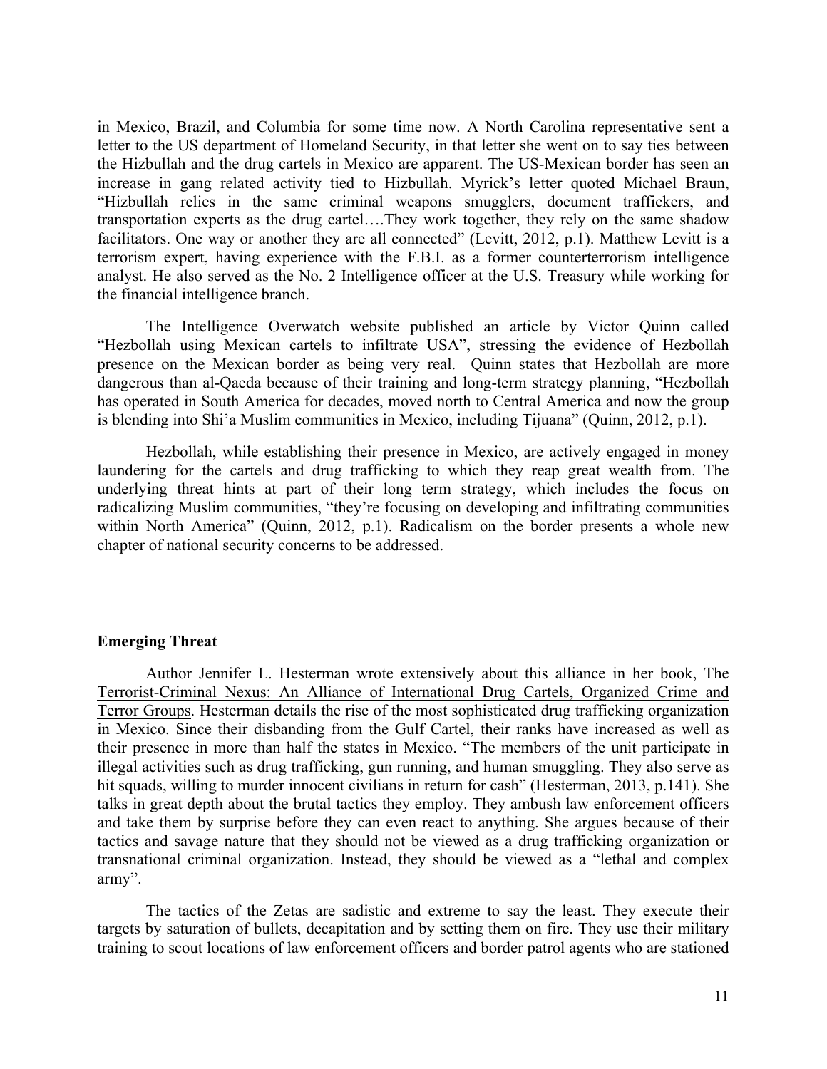in Mexico, Brazil, and Columbia for some time now. A North Carolina representative sent a letter to the US department of Homeland Security, in that letter she went on to say ties between the Hizbullah and the drug cartels in Mexico are apparent. The US-Mexican border has seen an increase in gang related activity tied to Hizbullah. Myrick's letter quoted Michael Braun, "Hizbullah relies in the same criminal weapons smugglers, document traffickers, and transportation experts as the drug cartel….They work together, they rely on the same shadow facilitators. One way or another they are all connected" (Levitt, 2012, p.1). Matthew Levitt is a terrorism expert, having experience with the F.B.I. as a former counterterrorism intelligence analyst. He also served as the No. 2 Intelligence officer at the U.S. Treasury while working for the financial intelligence branch.

The Intelligence Overwatch website published an article by Victor Quinn called "Hezbollah using Mexican cartels to infiltrate USA", stressing the evidence of Hezbollah presence on the Mexican border as being very real. Quinn states that Hezbollah are more dangerous than al-Qaeda because of their training and long-term strategy planning, "Hezbollah has operated in South America for decades, moved north to Central America and now the group is blending into Shi'a Muslim communities in Mexico, including Tijuana" (Quinn, 2012, p.1).

Hezbollah, while establishing their presence in Mexico, are actively engaged in money laundering for the cartels and drug trafficking to which they reap great wealth from. The underlying threat hints at part of their long term strategy, which includes the focus on radicalizing Muslim communities, "they're focusing on developing and infiltrating communities within North America" (Quinn, 2012, p.1). Radicalism on the border presents a whole new chapter of national security concerns to be addressed.

**Emerging Threat**

Author Jennifer L. Hesterman wrote extensively about this alliance in her book, The Terrorist-Criminal Nexus: An Alliance of International Drug Cartels, Organized Crime and Terror Groups. Hesterman details the rise of the most sophisticated drug trafficking organization in Mexico. Since their disbanding from the Gulf Cartel, their ranks have increased as well as their presence in more than half the states in Mexico. "The members of the unit participate in illegal activities such as drug trafficking, gun running, and human smuggling. They also serve as hit squads, willing to murder innocent civilians in return for cash" (Hesterman, 2013, p.141). She talks in great depth about the brutal tactics they employ. They ambush law enforcement officers and take them by surprise before they can even react to anything. She argues because of their tactics and savage nature that they should not be viewed as a drug trafficking organization or transnational criminal organization. Instead, they should be viewed as a "lethal and complex army".

The tactics of the Zetas are sadistic and extreme to say the least. They execute their targets by saturation of bullets, decapitation and by setting them on fire. They use their military training to scout locations of law enforcement officers and border patrol agents who are stationed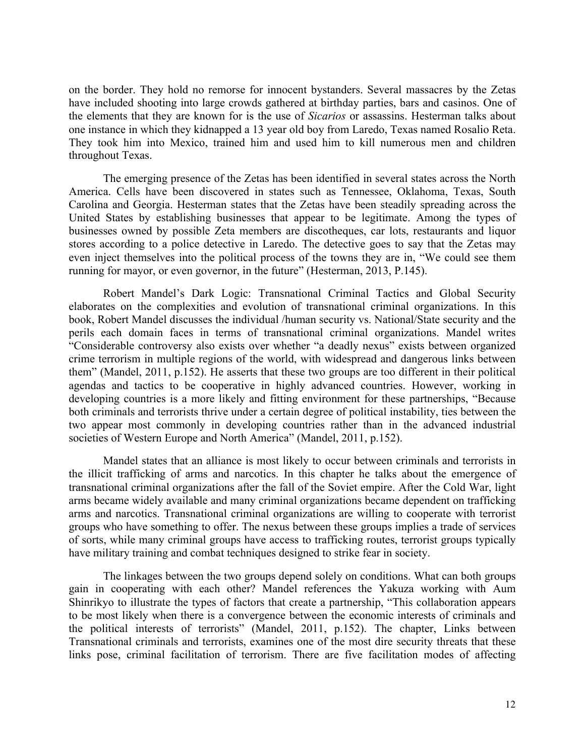on the border. They hold no remorse for innocent bystanders. Several massacres by the Zetas have included shooting into large crowds gathered at birthday parties, bars and casinos. One of the elements that they are known for is the use of *Sicarios* or assassins. Hesterman talks about one instance in which they kidnapped a 13 year old boy from Laredo, Texas named Rosalio Reta. They took him into Mexico, trained him and used him to kill numerous men and children throughout Texas.

The emerging presence of the Zetas has been identified in several states across the North America. Cells have been discovered in states such as Tennessee, Oklahoma, Texas, South Carolina and Georgia. Hesterman states that the Zetas have been steadily spreading across the United States by establishing businesses that appear to be legitimate. Among the types of businesses owned by possible Zeta members are discotheques, car lots, restaurants and liquor stores according to a police detective in Laredo. The detective goes to say that the Zetas may even inject themselves into the political process of the towns they are in, "We could see them running for mayor, or even governor, in the future" (Hesterman, 2013, P.145).

Robert Mandel's Dark Logic: Transnational Criminal Tactics and Global Security elaborates on the complexities and evolution of transnational criminal organizations. In this book, Robert Mandel discusses the individual /human security vs. National/State security and the perils each domain faces in terms of transnational criminal organizations. Mandel writes "Considerable controversy also exists over whether "a deadly nexus" exists between organized crime terrorism in multiple regions of the world, with widespread and dangerous links between them" (Mandel, 2011, p.152). He asserts that these two groups are too different in their political agendas and tactics to be cooperative in highly advanced countries. However, working in developing countries is a more likely and fitting environment for these partnerships, "Because both criminals and terrorists thrive under a certain degree of political instability, ties between the two appear most commonly in developing countries rather than in the advanced industrial societies of Western Europe and North America" (Mandel, 2011, p.152).

Mandel states that an alliance is most likely to occur between criminals and terrorists in the illicit trafficking of arms and narcotics. In this chapter he talks about the emergence of transnational criminal organizations after the fall of the Soviet empire. After the Cold War, light arms became widely available and many criminal organizations became dependent on trafficking arms and narcotics. Transnational criminal organizations are willing to cooperate with terrorist groups who have something to offer. The nexus between these groups implies a trade of services of sorts, while many criminal groups have access to trafficking routes, terrorist groups typically have military training and combat techniques designed to strike fear in society.

The linkages between the two groups depend solely on conditions. What can both groups gain in cooperating with each other? Mandel references the Yakuza working with Aum Shinrikyo to illustrate the types of factors that create a partnership, "This collaboration appears to be most likely when there is a convergence between the economic interests of criminals and the political interests of terrorists" (Mandel, 2011, p.152). The chapter, Links between Transnational criminals and terrorists, examines one of the most dire security threats that these links pose, criminal facilitation of terrorism. There are five facilitation modes of affecting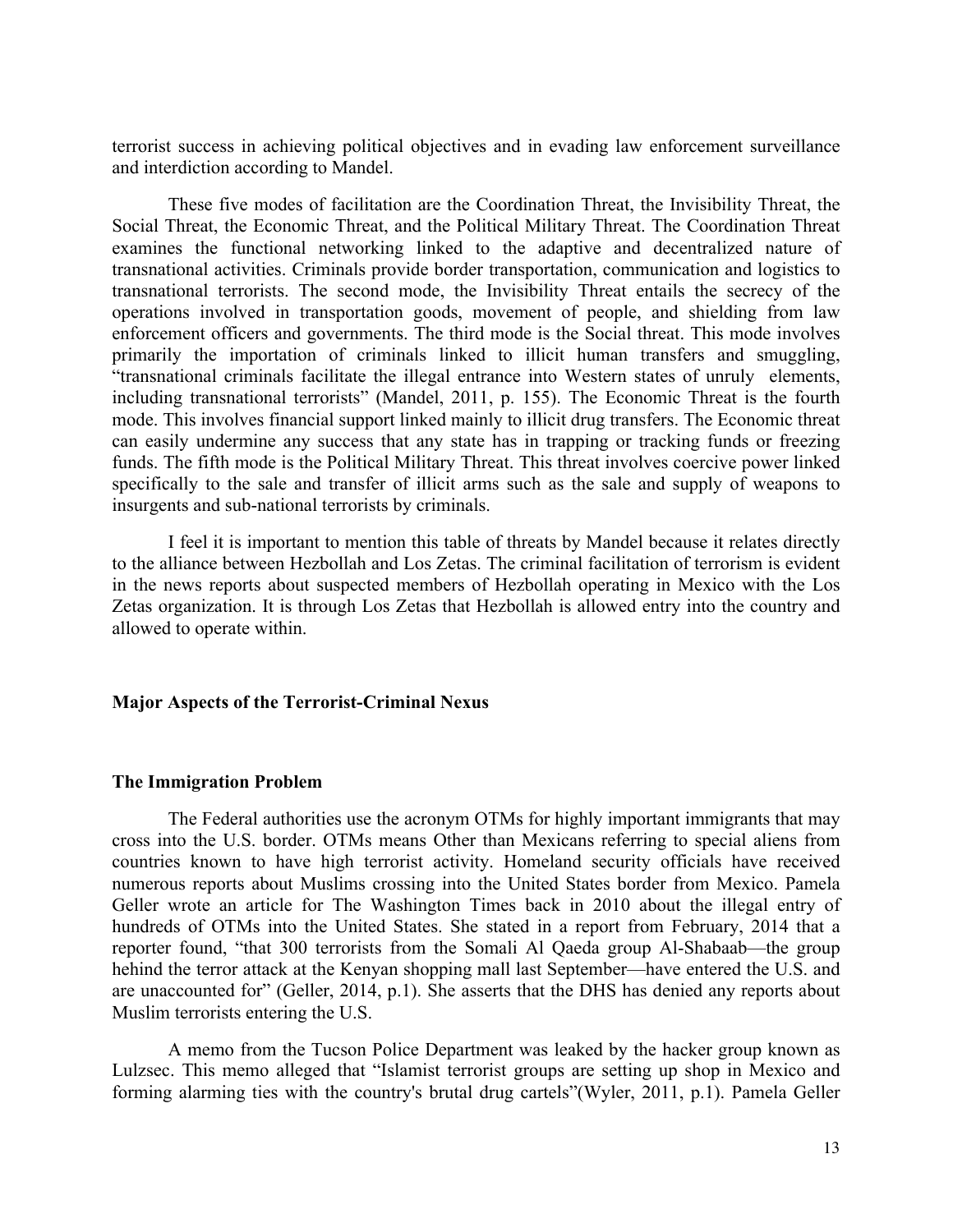terrorist success in achieving political objectives and in evading law enforcement surveillance and interdiction according to Mandel.

These five modes of facilitation are the Coordination Threat, the Invisibility Threat, the Social Threat, the Economic Threat, and the Political Military Threat. The Coordination Threat examines the functional networking linked to the adaptive and decentralized nature of transnational activities. Criminals provide border transportation, communication and logistics to transnational terrorists. The second mode, the Invisibility Threat entails the secrecy of the operations involved in transportation goods, movement of people, and shielding from law enforcement officers and governments. The third mode is the Social threat. This mode involves primarily the importation of criminals linked to illicit human transfers and smuggling, "transnational criminals facilitate the illegal entrance into Western states of unruly elements, including transnational terrorists" (Mandel, 2011, p. 155). The Economic Threat is the fourth mode. This involves financial support linked mainly to illicit drug transfers. The Economic threat can easily undermine any success that any state has in trapping or tracking funds or freezing funds. The fifth mode is the Political Military Threat. This threat involves coercive power linked specifically to the sale and transfer of illicit arms such as the sale and supply of weapons to insurgents and sub-national terrorists by criminals.

I feel it is important to mention this table of threats by Mandel because it relates directly to the alliance between Hezbollah and Los Zetas. The criminal facilitation of terrorism is evident in the news reports about suspected members of Hezbollah operating in Mexico with the Los Zetas organization. It is through Los Zetas that Hezbollah is allowed entry into the country and allowed to operate within.

## Major Aspects of the Terrorist-Criminal Nexus

### The Immigration Problem

The Federal authorities use the acronym OTMs for highly important immigrants that may cross into the U.S. border. OTMs means Other than Mexicans referring to special aliens from countries known to have high terrorist activity. Homeland security officials have received numerous reports about Muslims crossing into the United States border from Mexico. Pamela Geller wrote an article for The Washington Times back in 2010 about the illegal entry of hundreds of OTMs into the United States. She stated in a report from February, 2014 that a reporter found, "that 300 terrorists from the Somali Al Qaeda group Al-Shabaab—the group hehind the terror attack at the Kenyan shopping mall last September—have entered the U.S. and are unaccounted for" (Geller, 2014, p.1). She asserts that the DHS has denied any reports about Muslim terrorists entering the U.S.

A memo from the Tucson Police Department was leaked by the hacker group known as Lulzsec. This memo alleged that "Islamist terrorist groups are setting up shop in Mexico and forming alarming ties with the country's brutal drug cartels"(Wyler, 2011, p.1). Pamela Geller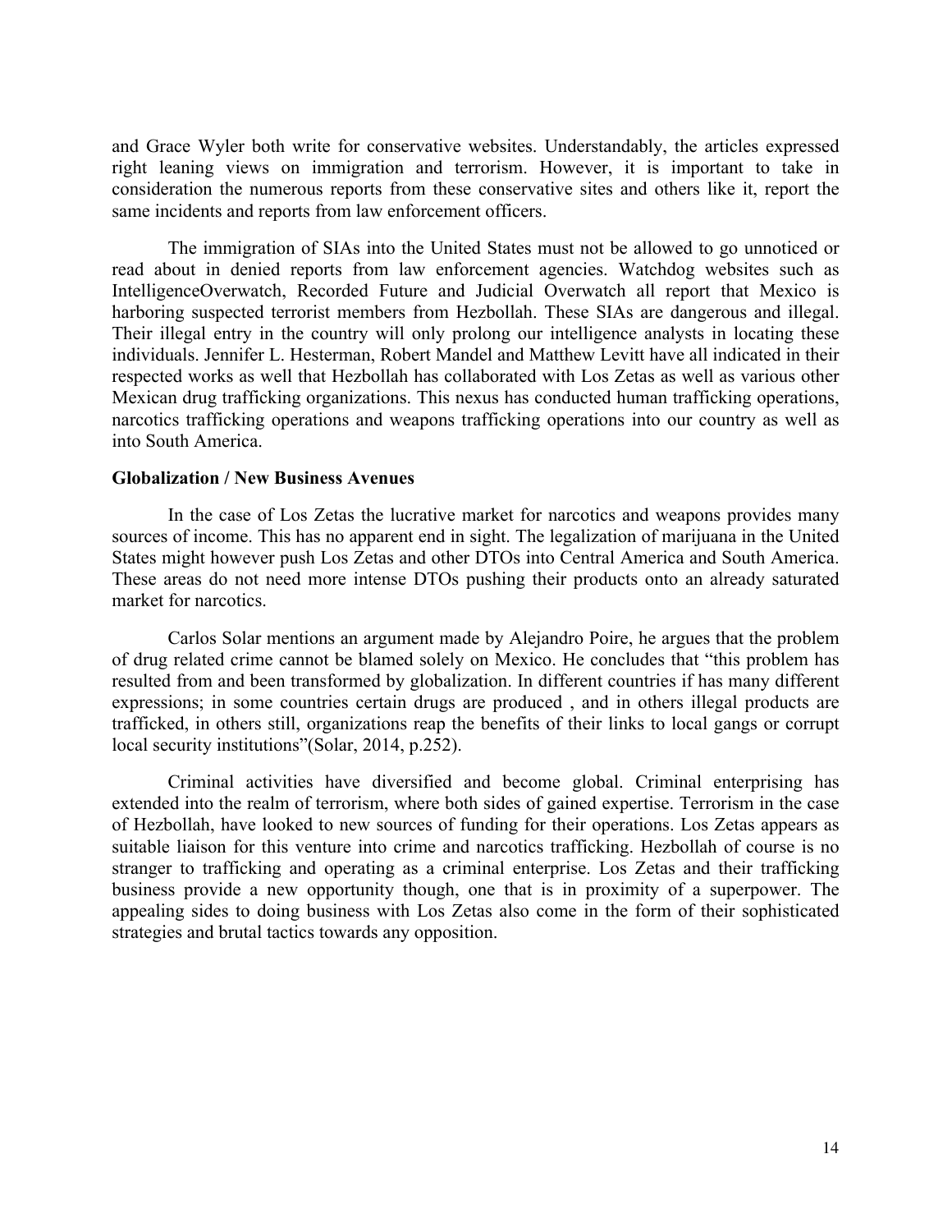and Grace Wyler both write for conservative websites. Understandably, the articles expressed right leaning views on immigration and terrorism. However, it is important to take in consideration the numerous reports from these conservative sites and others like it, report the same incidents and reports from law enforcement officers.

The immigration of SIAs into the United States must not be allowed to go unnoticed or read about in denied reports from law enforcement agencies. Watchdog websites such as IntelligenceOverwatch, Recorded Future and Judicial Overwatch all report that Mexico is harboring suspected terrorist members from Hezbollah. These SIAs are dangerous and illegal. Their illegal entry in the country will only prolong our intelligence analysts in locating these individuals. Jennifer L. Hesterman, Robert Mandel and Matthew Levitt have all indicated in their respected works as well that Hezbollah has collaborated with Los Zetas as well as various other Mexican drug trafficking organizations. This nexus has conducted human trafficking operations, narcotics trafficking operations and weapons trafficking operations into our country as well as into South America.

**Globalization / New Business Avenues**

In the case of Los Zetas the lucrative market for narcotics and weapons provides many sources of income. This has no apparent end in sight. The legalization of marijuana in the United States might however push Los Zetas and other DTOs into Central America and South America. These areas do not need more intense DTOs pushing their products onto an already saturated market for narcotics.

Carlos Solar mentions an argument made by Alejandro Poire, he argues that the problem of drug related crime cannot be blamed solely on Mexico. He concludes that "this problem has resulted from and been transformed by globalization. In different countries if has many different expressions; in some countries certain drugs are produced , and in others illegal products are trafficked, in others still, organizations reap the benefits of their links to local gangs or corrupt local security institutions"(Solar, 2014, p.252).

Criminal activities have diversified and become global. Criminal enterprising has extended into the realm of terrorism, where both sides of gained expertise. Terrorism in the case of Hezbollah, have looked to new sources of funding for their operations. Los Zetas appears as suitable liaison for this venture into crime and narcotics trafficking. Hezbollah of course is no stranger to trafficking and operating as a criminal enterprise. Los Zetas and their trafficking business provide a new opportunity though, one that is in proximity of a superpower. The appealing sides to doing business with Los Zetas also come in the form of their sophisticated strategies and brutal tactics towards any opposition.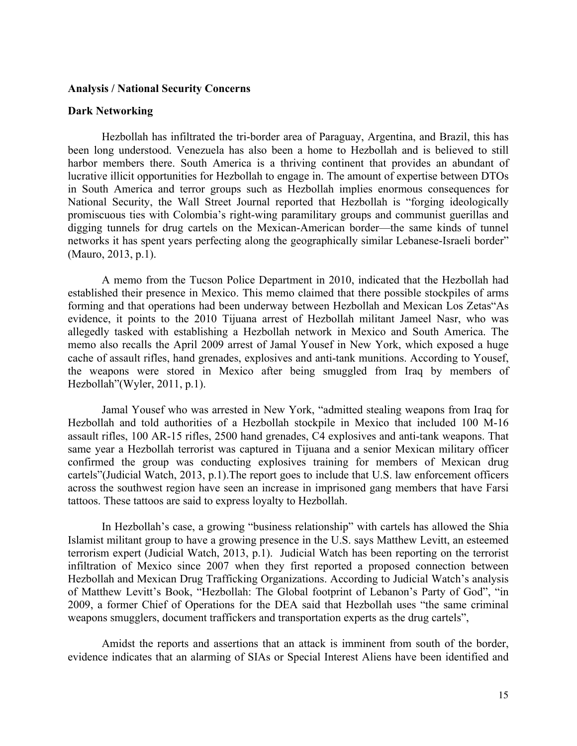**Analysis / National Security Concerns**

**Dark Networking**

Hezbollah has infiltrated the tri-border area of Paraguay, Argentina, and Brazil, this has been long understood. Venezuela has also been a home to Hezbollah and is believed to still harbor members there. South America is a thriving continent that provides an abundant of lucrative illicit opportunities for Hezbollah to engage in. The amount of expertise between DTOs in South America and terror groups such as Hezbollah implies enormous consequences for National Security, the Wall Street Journal reported that Hezbollah is "forging ideologically promiscuous ties with Colombia's right-wing paramilitary groups and communist guerillas and digging tunnels for drug cartels on the Mexican-American border—the same kinds of tunnel networks it has spent years perfecting along the geographically similar Lebanese-Israeli border" (Mauro, 2013, p.1).

A memo from the Tucson Police Department in 2010, indicated that the Hezbollah had established their presence in Mexico. This memo claimed that there possible stockpiles of arms forming and that operations had been underway between Hezbollah and Mexican Los Zetas"As evidence, it points to the 2010 Tijuana arrest of Hezbollah militant Jameel Nasr, who was allegedly tasked with establishing a Hezbollah network in Mexico and South America. The memo also recalls the April 2009 arrest of Jamal Yousef in New York, which exposed a huge cache of assault rifles, hand grenades, explosives and anti-tank munitions. According to Yousef, the weapons were stored in Mexico after being smuggled from Iraq by members of Hezbollah"(Wyler, 2011, p.1).

Jamal Yousef who was arrested in New York, "admitted stealing weapons from Iraq for Hezbollah and told authorities of a Hezbollah stockpile in Mexico that included 100 M-16 assault rifles, 100 AR-15 rifles, 2500 hand grenades, C4 explosives and anti-tank weapons. That same year a Hezbollah terrorist was captured in Tijuana and a senior Mexican military officer confirmed the group was conducting explosives training for members of Mexican drug cartels"(Judicial Watch, 2013, p.1).The report goes to include that U.S. law enforcement officers across the southwest region have seen an increase in imprisoned gang members that have Farsi tattoos. These tattoos are said to express loyalty to Hezbollah.

In Hezbollah's case, a growing "business relationship" with cartels has allowed the Shia Islamist militant group to have a growing presence in the U.S. says Matthew Levitt, an esteemed terrorism expert (Judicial Watch, 2013, p.1). Judicial Watch has been reporting on the terrorist infiltration of Mexico since 2007 when they first reported a proposed connection between Hezbollah and Mexican Drug Trafficking Organizations. According to Judicial Watch's analysis of Matthew Levitt's Book, "Hezbollah: The Global footprint of Lebanon's Party of God", "in 2009, a former Chief of Operations for the DEA said that Hezbollah uses "the same criminal weapons smugglers, document traffickers and transportation experts as the drug cartels",

Amidst the reports and assertions that an attack is imminent from south of the border, evidence indicates that an alarming of SIAs or Special Interest Aliens have been identified and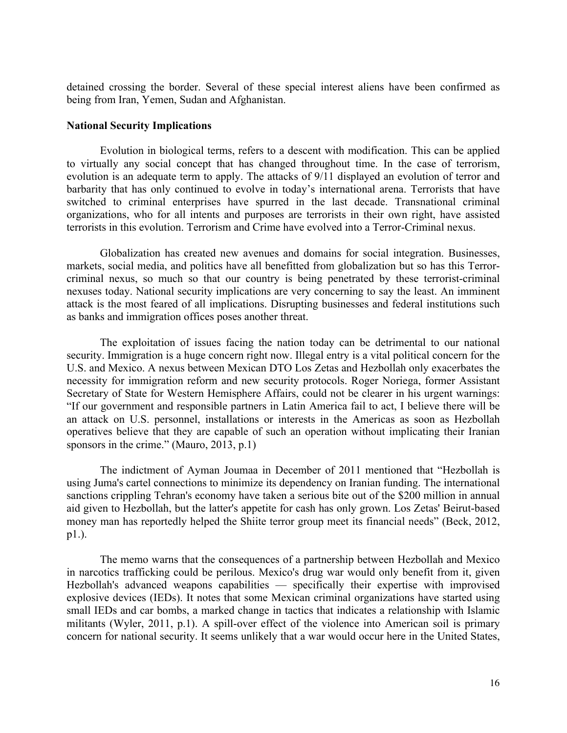detained crossing the border. Several of these special interest aliens have been confirmed as being from Iran, Yemen, Sudan and Afghanistan.

**National Security Implications**

Evolution in biological terms, refers to a descent with modification. This can be applied to virtually any social concept that has changed throughout time. In the case of terrorism, evolution is an adequate term to apply. The attacks of 9/11 displayed an evolution of terror and barbarity that has only continued to evolve in today's international arena. Terrorists that have switched to criminal enterprises have spurred in the last decade. Transnational criminal organizations, who for all intents and purposes are terrorists in their own right, have assisted terrorists in this evolution. Terrorism and Crime have evolved into a Terror-Criminal nexus.

Globalization has created new avenues and domains for social integration. Businesses, markets, social media, and politics have all benefitted from globalization but so has this Terror-criminal nexus, so much so that our country is being penetrated by these terrorist-criminal nexuses today. National security implications are very concerning to say the least. An imminent attack is the most feared of all implications. Disrupting businesses and federal institutions such as banks and immigration offices poses another threat.

The exploitation of issues facing the nation today can be detrimental to our national security. Immigration is a huge concern right now. Illegal entry is a vital political concern for the U.S. and Mexico. A nexus between Mexican DTO Los Zetas and Hezbollah only exacerbates the necessity for immigration reform and new security protocols. Roger Noriega, former Assistant Secretary of State for Western Hemisphere Affairs, could not be clearer in his urgent warnings: "If our government and responsible partners in Latin America fail to act, I believe there will be an attack on U.S. personnel, installations or interests in the Americas as soon as Hezbollah operatives believe that they are capable of such an operation without implicating their Iranian sponsors in the crime." (Mauro, 2013, p.1)

The indictment of Ayman Joumaa in December of 2011 mentioned that "Hezbollah is using Juma's cartel connections to minimize its dependency on Iranian funding. The international sanctions crippling Tehran's economy have taken a serious bite out of the $200 million in annual aid given to Hezbollah, but the latter's appetite for cash has only grown. Los Zetas' Beirut-based money man has reportedly helped the Shiite terror group meet its financial needs" (Beck, 2012, p1.).

The memo warns that the consequences of a partnership between Hezbollah and Mexico in narcotics trafficking could be perilous. Mexico's drug war would only benefit from it, given Hezbollah's advanced weapons capabilities — specifically their expertise with improvised explosive devices (IEDs). It notes that some Mexican criminal organizations have started using small IEDs and car bombs, a marked change in tactics that indicates a relationship with Islamic militants (Wyler, 2011, p.1). A spill-over effect of the violence into American soil is primary concern for national security. It seems unlikely that a war would occur here in the United States,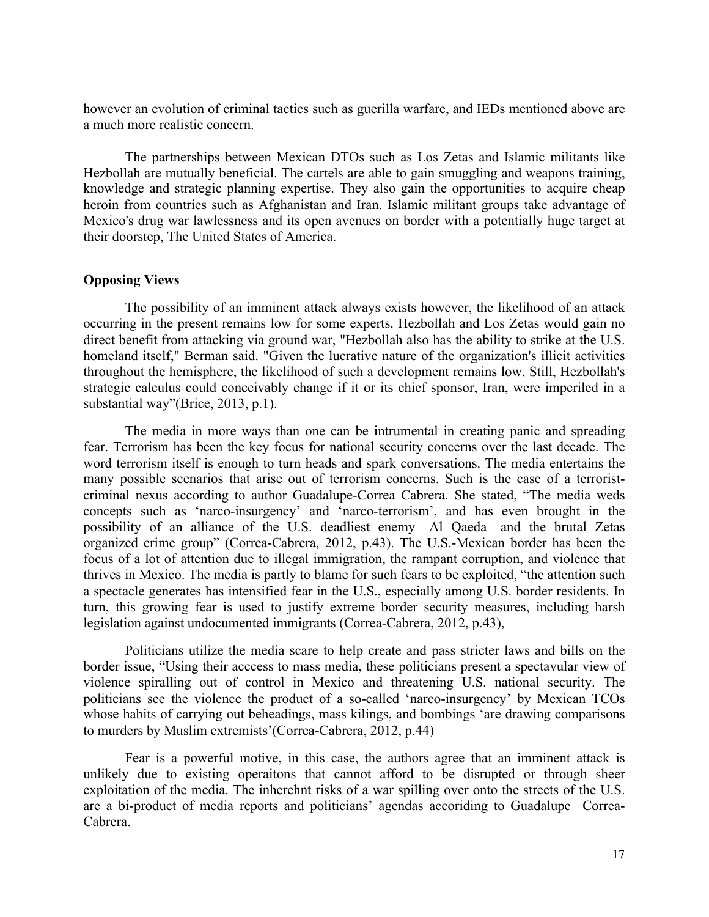however an evolution of criminal tactics such as guerilla warfare, and IEDs mentioned above are a much more realistic concern.

The partnerships between Mexican DTOs such as Los Zetas and Islamic militants like Hezbollah are mutually beneficial. The cartels are able to gain smuggling and weapons training, knowledge and strategic planning expertise. They also gain the opportunities to acquire cheap heroin from countries such as Afghanistan and Iran. Islamic militant groups take advantage of Mexico's drug war lawlessness and its open avenues on border with a potentially huge target at their doorstep, The United States of America.

**Opposing Views**

The possibility of an imminent attack always exists however, the likelihood of an attack occurring in the present remains low for some experts. Hezbollah and Los Zetas would gain no direct benefit from attacking via ground war, "Hezbollah also has the ability to strike at the U.S. homeland itself," Berman said. "Given the lucrative nature of the organization's illicit activities throughout the hemisphere, the likelihood of such a development remains low. Still, Hezbollah's strategic calculus could conceivably change if it or its chief sponsor, Iran, were imperiled in a substantial way"(Brice, 2013, p.1).

The media in more ways than one can be intrumental in creating panic and spreading fear. Terrorism has been the key focus for national security concerns over the last decade. The word terrorism itself is enough to turn heads and spark conversations. The media entertains the many possible scenarios that arise out of terrorism concerns. Such is the case of a terrorist-criminal nexus according to author Guadalupe-Correa Cabrera. She stated, "The media weds concepts such as 'narco-insurgency' and 'narco-terrorism', and has even brought in the possibility of an alliance of the U.S. deadliest enemy—Al Qaeda—and the brutal Zetas organized crime group" (Correa-Cabrera, 2012, p.43). The U.S.-Mexican border has been the focus of a lot of attention due to illegal immigration, the rampant corruption, and violence that thrives in Mexico. The media is partly to blame for such fears to be exploited, "the attention such a spectacle generates has intensified fear in the U.S., especially among U.S. border residents. In turn, this growing fear is used to justify extreme border security measures, including harsh legislation against undocumented immigrants (Correa-Cabrera, 2012, p.43),

Politicians utilize the media scare to help create and pass stricter laws and bills on the border issue, "Using their acccess to mass media, these politicians present a spectavular view of violence spiralling out of control in Mexico and threatening U.S. national security. The politicians see the violence the product of a so-called 'narco-insurgency' by Mexican TCOs whose habits of carrying out beheadings, mass kilings, and bombings 'are drawing comparisons to murders by Muslim extremists'(Correa-Cabrera, 2012, p.44)

Fear is a powerful motive, in this case, the authors agree that an imminent attack is unlikely due to existing operaitons that cannot afford to be disrupted or through sheer exploitation of the media. The inherehnt risks of a war spilling over onto the streets of the U.S. are a bi-product of media reports and politicians' agendas accoriding to Guadalupe Correa-Cabrera.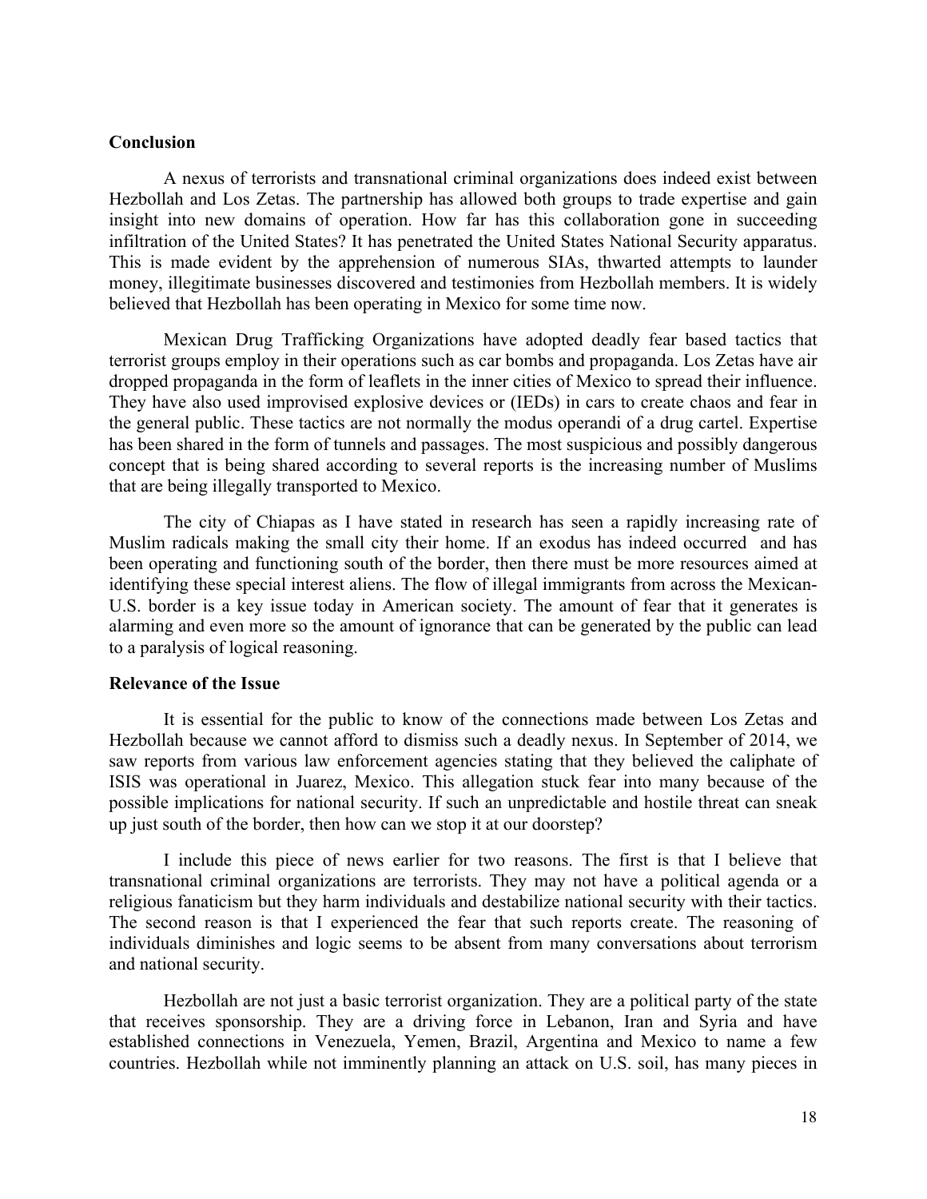**Conclusion**

A nexus of terrorists and transnational criminal organizations does indeed exist between Hezbollah and Los Zetas. The partnership has allowed both groups to trade expertise and gain insight into new domains of operation. How far has this collaboration gone in succeeding infiltration of the United States? It has penetrated the United States National Security apparatus. This is made evident by the apprehension of numerous SIAs, thwarted attempts to launder money, illegitimate businesses discovered and testimonies from Hezbollah members. It is widely believed that Hezbollah has been operating in Mexico for some time now.

Mexican Drug Trafficking Organizations have adopted deadly fear based tactics that terrorist groups employ in their operations such as car bombs and propaganda. Los Zetas have air dropped propaganda in the form of leaflets in the inner cities of Mexico to spread their influence. They have also used improvised explosive devices or (IEDs) in cars to create chaos and fear in the general public. These tactics are not normally the modus operandi of a drug cartel. Expertise has been shared in the form of tunnels and passages. The most suspicious and possibly dangerous concept that is being shared according to several reports is the increasing number of Muslims that are being illegally transported to Mexico.

The city of Chiapas as I have stated in research has seen a rapidly increasing rate of Muslim radicals making the small city their home. If an exodus has indeed occurred and has been operating and functioning south of the border, then there must be more resources aimed at identifying these special interest aliens. The flow of illegal immigrants from across the Mexican-U.S. border is a key issue today in American society. The amount of fear that it generates is alarming and even more so the amount of ignorance that can be generated by the public can lead to a paralysis of logical reasoning.

**Relevance of the Issue**

It is essential for the public to know of the connections made between Los Zetas and Hezbollah because we cannot afford to dismiss such a deadly nexus. In September of 2014, we saw reports from various law enforcement agencies stating that they believed the caliphate of ISIS was operational in Juarez, Mexico. This allegation stuck fear into many because of the possible implications for national security. If such an unpredictable and hostile threat can sneak up just south of the border, then how can we stop it at our doorstep?

I include this piece of news earlier for two reasons. The first is that I believe that transnational criminal organizations are terrorists. They may not have a political agenda or a religious fanaticism but they harm individuals and destabilize national security with their tactics. The second reason is that I experienced the fear that such reports create. The reasoning of individuals diminishes and logic seems to be absent from many conversations about terrorism and national security.

Hezbollah are not just a basic terrorist organization. They are a political party of the state that receives sponsorship. They are a driving force in Lebanon, Iran and Syria and have established connections in Venezuela, Yemen, Brazil, Argentina and Mexico to name a few countries. Hezbollah while not imminently planning an attack on U.S. soil, has many pieces in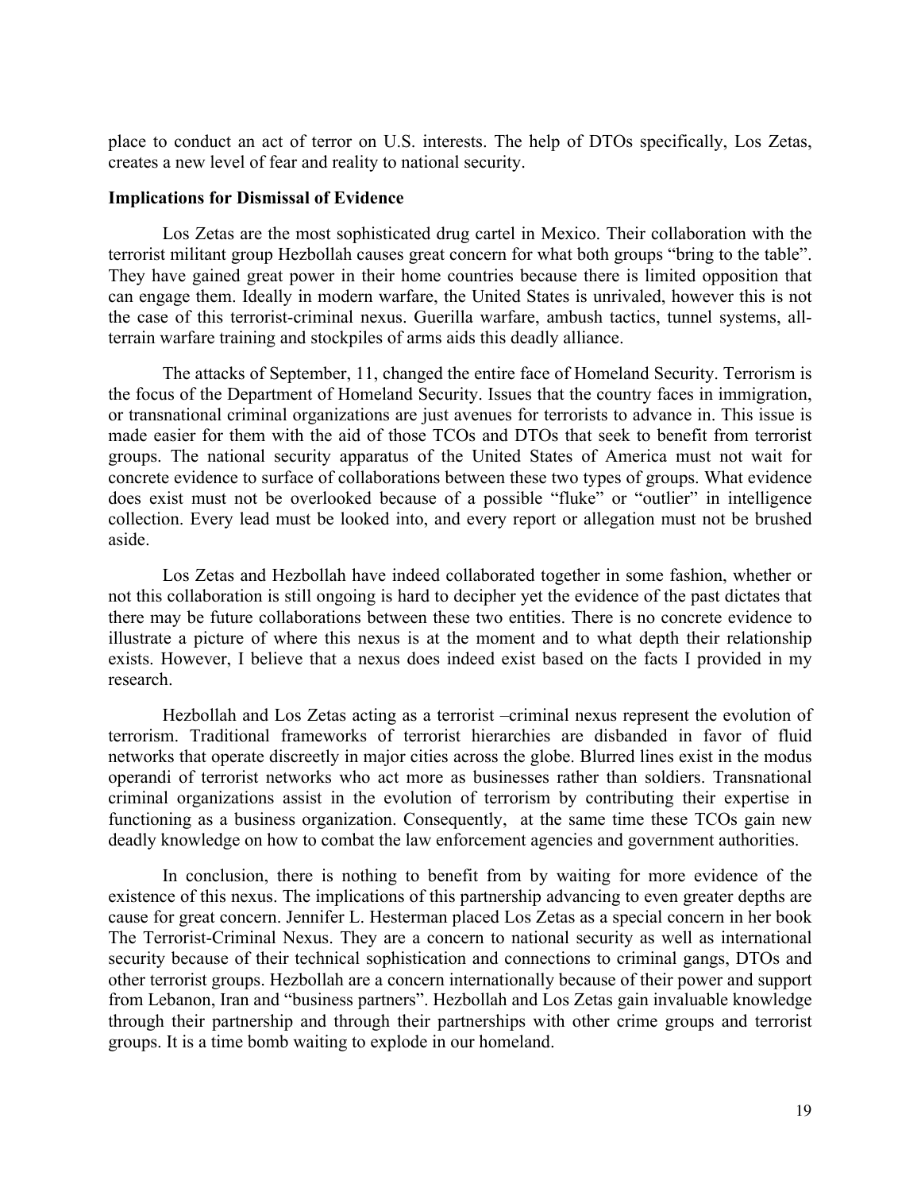place to conduct an act of terror on U.S. interests. The help of DTOs specifically, Los Zetas, creates a new level of fear and reality to national security.

**Implications for Dismissal of Evidence**

Los Zetas are the most sophisticated drug cartel in Mexico. Their collaboration with the terrorist militant group Hezbollah causes great concern for what both groups "bring to the table". They have gained great power in their home countries because there is limited opposition that can engage them. Ideally in modern warfare, the United States is unrivaled, however this is not the case of this terrorist-criminal nexus. Guerilla warfare, ambush tactics, tunnel systems, all-terrain warfare training and stockpiles of arms aids this deadly alliance.

The attacks of September, 11, changed the entire face of Homeland Security. Terrorism is the focus of the Department of Homeland Security. Issues that the country faces in immigration, or transnational criminal organizations are just avenues for terrorists to advance in. This issue is made easier for them with the aid of those TCOs and DTOs that seek to benefit from terrorist groups. The national security apparatus of the United States of America must not wait for concrete evidence to surface of collaborations between these two types of groups. What evidence does exist must not be overlooked because of a possible "fluke" or "outlier" in intelligence collection. Every lead must be looked into, and every report or allegation must not be brushed aside.

Los Zetas and Hezbollah have indeed collaborated together in some fashion, whether or not this collaboration is still ongoing is hard to decipher yet the evidence of the past dictates that there may be future collaborations between these two entities. There is no concrete evidence to illustrate a picture of where this nexus is at the moment and to what depth their relationship exists. However, I believe that a nexus does indeed exist based on the facts I provided in my research.

Hezbollah and Los Zetas acting as a terrorist –criminal nexus represent the evolution of terrorism. Traditional frameworks of terrorist hierarchies are disbanded in favor of fluid networks that operate discreetly in major cities across the globe. Blurred lines exist in the modus operandi of terrorist networks who act more as businesses rather than soldiers. Transnational criminal organizations assist in the evolution of terrorism by contributing their expertise in functioning as a business organization. Consequently, at the same time these TCOs gain new deadly knowledge on how to combat the law enforcement agencies and government authorities.

In conclusion, there is nothing to benefit from by waiting for more evidence of the existence of this nexus. The implications of this partnership advancing to even greater depths are cause for great concern. Jennifer L. Hesterman placed Los Zetas as a special concern in her book The Terrorist-Criminal Nexus. They are a concern to national security as well as international security because of their technical sophistication and connections to criminal gangs, DTOs and other terrorist groups. Hezbollah are a concern internationally because of their power and support from Lebanon, Iran and "business partners". Hezbollah and Los Zetas gain invaluable knowledge through their partnership and through their partnerships with other crime groups and terrorist groups. It is a time bomb waiting to explode in our homeland.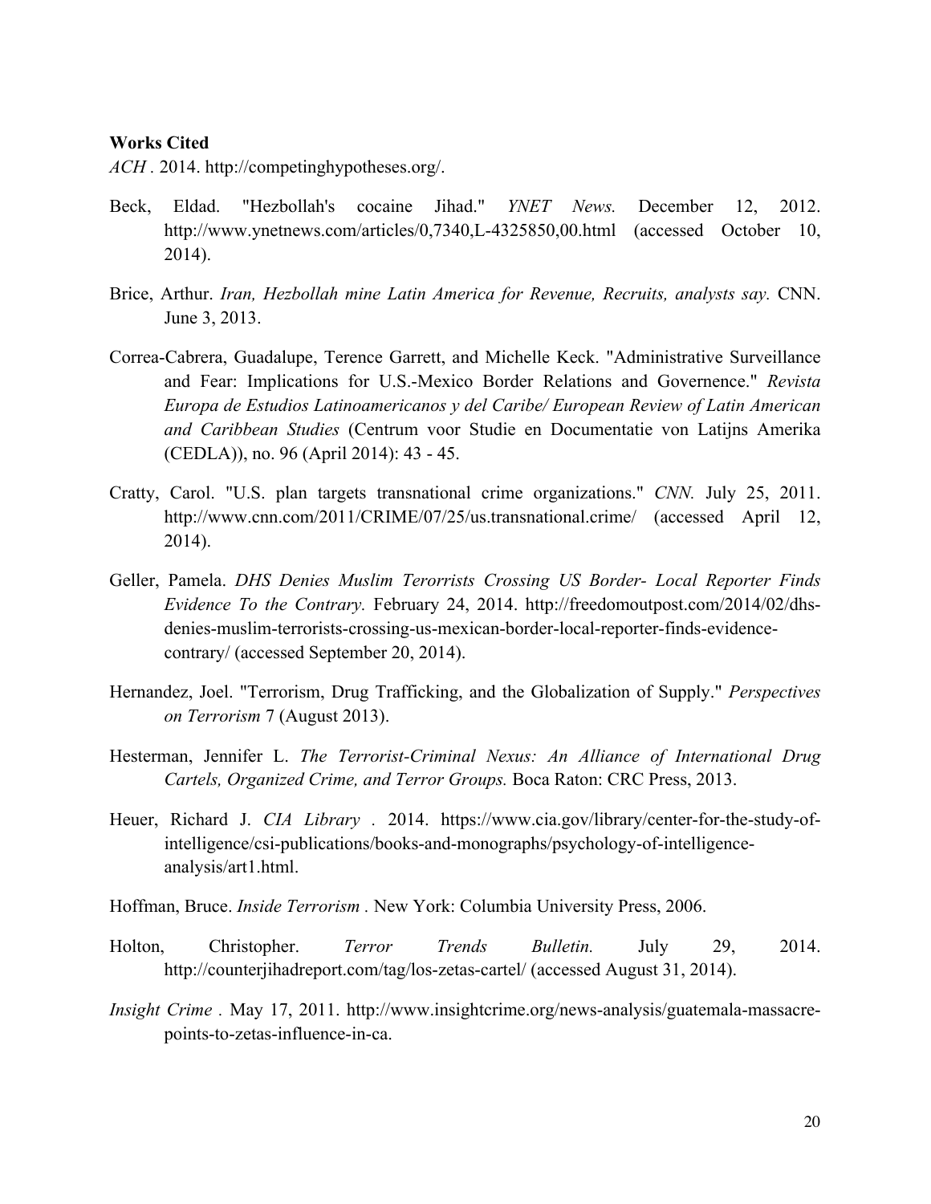**Works Cited**

*ACH* . 2014. http://competinghypotheses.org/.

Beck, Eldad. "Hezbollah's cocaine Jihad." *YNET News.* December 12, 2012. http://www.ynetnews.com/articles/0,7340,L-4325850,00.html (accessed October 10, 2014).

Brice, Arthur. *Iran, Hezbollah mine Latin America for Revenue, Recruits, analysts say.* CNN. June 3, 2013.

Correa-Cabrera, Guadalupe, Terence Garrett, and Michelle Keck. "Administrative Surveillance and Fear: Implications for U.S.-Mexico Border Relations and Governence." *Revista Europa de Estudios Latinoamericanos y del Caribe/ European Review of Latin American and Caribbean Studies* (Centrum voor Studie en Documentatie von Latijns Amerika (CEDLA)), no. 96 (April 2014): 43 - 45.

Cratty, Carol. "U.S. plan targets transnational crime organizations." *CNN.* July 25, 2011. http://www.cnn.com/2011/CRIME/07/25/us.transnational.crime/ (accessed April 12, 2014).

Geller, Pamela. *DHS Denies Muslim Terorrists Crossing US Border- Local Reporter Finds Evidence To the Contrary.* February 24, 2014. http://freedomoutpost.com/2014/02/dhs-denies-muslim-terrorists-crossing-us-mexican-border-local-reporter-finds-evidence-contrary/ (accessed September 20, 2014).

Hernandez, Joel. "Terrorism, Drug Trafficking, and the Globalization of Supply." *Perspectives on Terrorism* 7 (August 2013).

Hesterman, Jennifer L. *The Terrorist-Criminal Nexus: An Alliance of International Drug Cartels, Organized Crime, and Terror Groups.* Boca Raton: CRC Press, 2013.

Heuer, Richard J. *CIA Library* . 2014. https://www.cia.gov/library/center-for-the-study-of-intelligence/csi-publications/books-and-monographs/psychology-of-intelligence-analysis/art1.html.

Hoffman, Bruce. *Inside Terrorism* . New York: Columbia University Press, 2006.

Holton, Christopher. *Terror Trends Bulletin.* July 29, 2014. http://counterjihadreport.com/tag/los-zetas-cartel/ (accessed August 31, 2014).

*Insight Crime* . May 17, 2011. http://www.insightcrime.org/news-analysis/guatemala-massacre-points-to-zetas-influence-in-ca.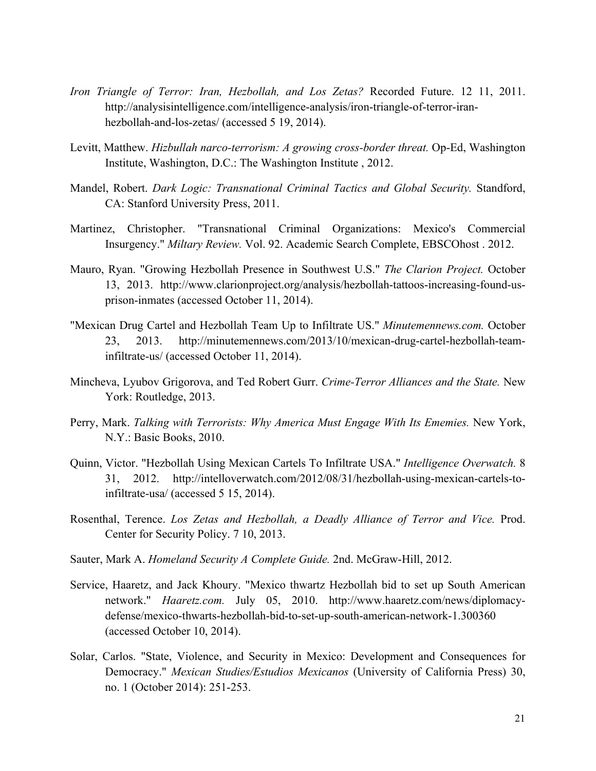*Iron Triangle of Terror: Iran, Hezbollah, and Los Zetas?* Recorded Future. 12 11, 2011. http://analysisintelligence.com/intelligence-analysis/iron-triangle-of-terror-iran-hezbollah-and-los-zetas/ (accessed 5 19, 2014).

Levitt, Matthew. *Hizbullah narco-terrorism: A growing cross-border threat.* Op-Ed, Washington Institute, Washington, D.C.: The Washington Institute , 2012.

Mandel, Robert. *Dark Logic: Transnational Criminal Tactics and Global Security.* Standford, CA: Stanford University Press, 2011.

Martinez, Christopher. "Transnational Criminal Organizations: Mexico's Commercial Insurgency." *Miltary Review.* Vol. 92. Academic Search Complete, EBSCOhost . 2012.

Mauro, Ryan. "Growing Hezbollah Presence in Southwest U.S." *The Clarion Project.* October 13, 2013. http://www.clarionproject.org/analysis/hezbollah-tattoos-increasing-found-us-prison-inmates (accessed October 11, 2014).

"Mexican Drug Cartel and Hezbollah Team Up to Infiltrate US." *Minutemennews.com.* October 23, 2013. http://minutemennews.com/2013/10/mexican-drug-cartel-hezbollah-team-infiltrate-us/ (accessed October 11, 2014).

Mincheva, Lyubov Grigorova, and Ted Robert Gurr. *Crime-Terror Alliances and the State.* New York: Routledge, 2013.

Perry, Mark. *Talking with Terrorists: Why America Must Engage With Its Ememies.* New York, N.Y.: Basic Books, 2010.

Quinn, Victor. "Hezbollah Using Mexican Cartels To Infiltrate USA." *Intelligence Overwatch.* 8 31, 2012. http://intelloverwatch.com/2012/08/31/hezbollah-using-mexican-cartels-to-infiltrate-usa/ (accessed 5 15, 2014).

Rosenthal, Terence. *Los Zetas and Hezbollah, a Deadly Alliance of Terror and Vice.* Prod. Center for Security Policy. 7 10, 2013.

Sauter, Mark A. *Homeland Security A Complete Guide.* 2nd. McGraw-Hill, 2012.

Service, Haaretz, and Jack Khoury. "Mexico thwartz Hezbollah bid to set up South American network." *Haaretz.com.* July 05, 2010. http://www.haaretz.com/news/diplomacy-defense/mexico-thwarts-hezbollah-bid-to-set-up-south-american-network-1.300360 (accessed October 10, 2014).

Solar, Carlos. "State, Violence, and Security in Mexico: Development and Consequences for Democracy." *Mexican Studies/Estudios Mexicanos* (University of California Press) 30, no. 1 (October 2014): 251-253.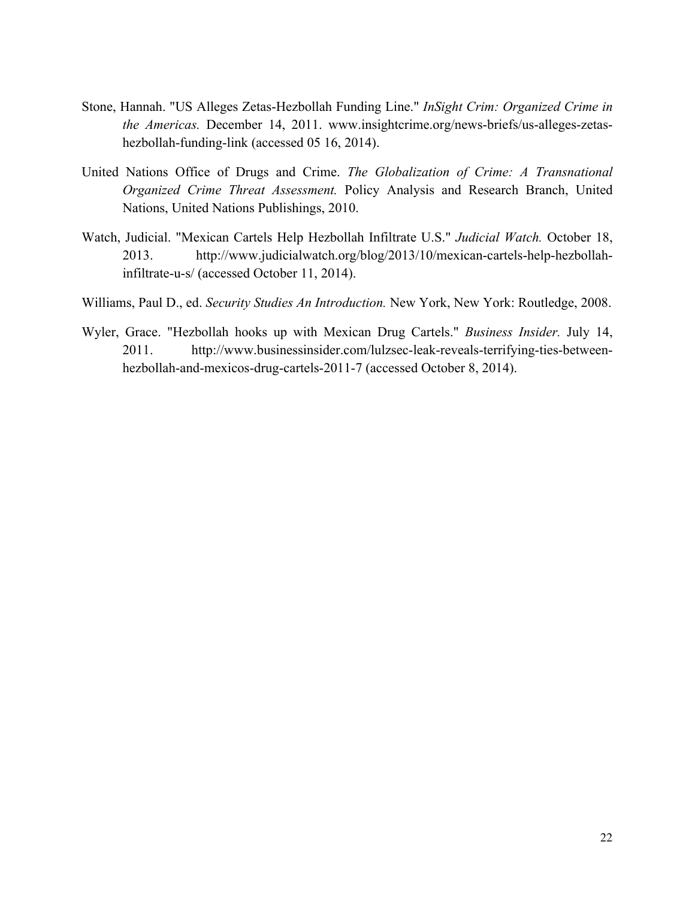Stone, Hannah. "US Alleges Zetas-Hezbollah Funding Line." *InSight Crim: Organized Crime in the Americas.* December 14, 2011. www.insightcrime.org/news-briefs/us-alleges-zetas-hezbollah-funding-link (accessed 05 16, 2014).

United Nations Office of Drugs and Crime. *The Globalization of Crime: A Transnational Organized Crime Threat Assessment.* Policy Analysis and Research Branch, United Nations, United Nations Publishings, 2010.

Watch, Judicial. "Mexican Cartels Help Hezbollah Infiltrate U.S." *Judicial Watch.* October 18, 2013. http://www.judicialwatch.org/blog/2013/10/mexican-cartels-help-hezbollah-infiltrate-u-s/ (accessed October 11, 2014).

Williams, Paul D., ed. *Security Studies An Introduction.* New York, New York: Routledge, 2008.

Wyler, Grace. "Hezbollah hooks up with Mexican Drug Cartels." *Business Insider.* July 14, 2011. http://www.businessinsider.com/lulzsec-leak-reveals-terrifying-ties-between-hezbollah-and-mexicos-drug-cartels-2011-7 (accessed October 8, 2014).